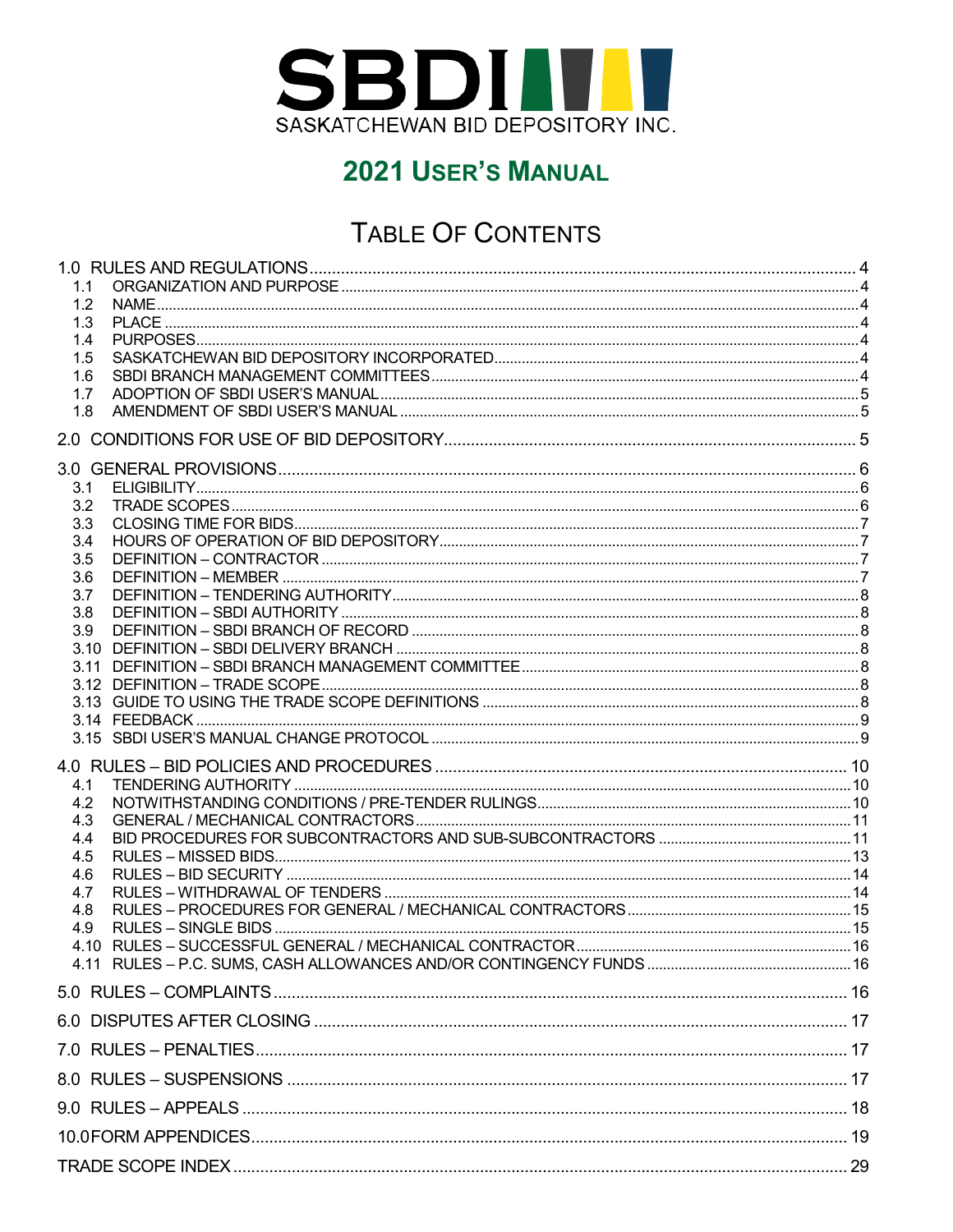SBDI

SASKATCHEWAN BID DEPOSITORY INC.

# 2021 USER'S MANUAL

## TABLE OF CONTENTS

1.0 RULES AND REGULATIONS ..... 4
- 1.1 ORGANIZATION AND PURPOSE ..... 4
- 1.2 NAME ..... 4
- 1.3 PLACE ..... 4
- 1.4 PURPOSES ..... 4
- 1.5 SASKATCHEWAN BID DEPOSITORY INCORPORATED ..... 4
- 1.6 SBDI BRANCH MANAGEMENT COMMITTEES ..... 4
- 1.7 ADOPTION OF SBDI USER'S MANUAL ..... 5
- 1.8 AMENDMENT OF SBDI USER'S MANUAL ..... 5

2.0 CONDITIONS FOR USE OF BID DEPOSITORY ..... 5

3.0 GENERAL PROVISIONS ..... 6
- 3.1 ELIGIBILITY ..... 6
- 3.2 TRADE SCOPES ..... 6
- 3.3 CLOSING TIME FOR BIDS ..... 7
- 3.4 HOURS OF OPERATION OF BID DEPOSITORY ..... 7
- 3.5 DEFINITION – CONTRACTOR ..... 7
- 3.6 DEFINITION – MEMBER ..... 7
- 3.7 DEFINITION – TENDERING AUTHORITY ..... 8
- 3.8 DEFINITION – SBDI AUTHORITY ..... 8
- 3.9 DEFINITION – SBDI BRANCH OF RECORD ..... 8
- 3.10 DEFINITION – SBDI DELIVERY BRANCH ..... 8
- 3.11 DEFINITION – SBDI BRANCH MANAGEMENT COMMITTEE ..... 8
- 3.12 DEFINITION – TRADE SCOPE ..... 8
- 3.13 GUIDE TO USING THE TRADE SCOPE DEFINITIONS ..... 8
- 3.14 FEEDBACK ..... 9
- 3.15 SBDI USER'S MANUAL CHANGE PROTOCOL ..... 9

4.0 RULES – BID POLICIES AND PROCEDURES ..... 10
- 4.1 TENDERING AUTHORITY ..... 10
- 4.2 NOTWITHSTANDING CONDITIONS / PRE-TENDER RULINGS ..... 10
- 4.3 GENERAL / MECHANICAL CONTRACTORS ..... 11
- 4.4 BID PROCEDURES FOR SUBCONTRACTORS AND SUB-SUBCONTRACTORS ..... 11
- 4.5 RULES – MISSED BIDS ..... 13
- 4.6 RULES – BID SECURITY ..... 14
- 4.7 RULES – WITHDRAWAL OF TENDERS ..... 14
- 4.8 RULES – PROCEDURES FOR GENERAL / MECHANICAL CONTRACTORS ..... 15
- 4.9 RULES – SINGLE BIDS ..... 15
- 4.10 RULES – SUCCESSFUL GENERAL / MECHANICAL CONTRACTOR ..... 16
- 4.11 RULES – P.C. SUMS, CASH ALLOWANCES AND/OR CONTINGENCY FUNDS ..... 16

5.0 RULES – COMPLAINTS ..... 16

6.0 DISPUTES AFTER CLOSING ..... 17

7.0 RULES – PENALTIES ..... 17

8.0 RULES – SUSPENSIONS ..... 17

9.0 RULES – APPEALS ..... 18

10.0 FORM APPENDICES ..... 19

TRADE SCOPE INDEX ..... 29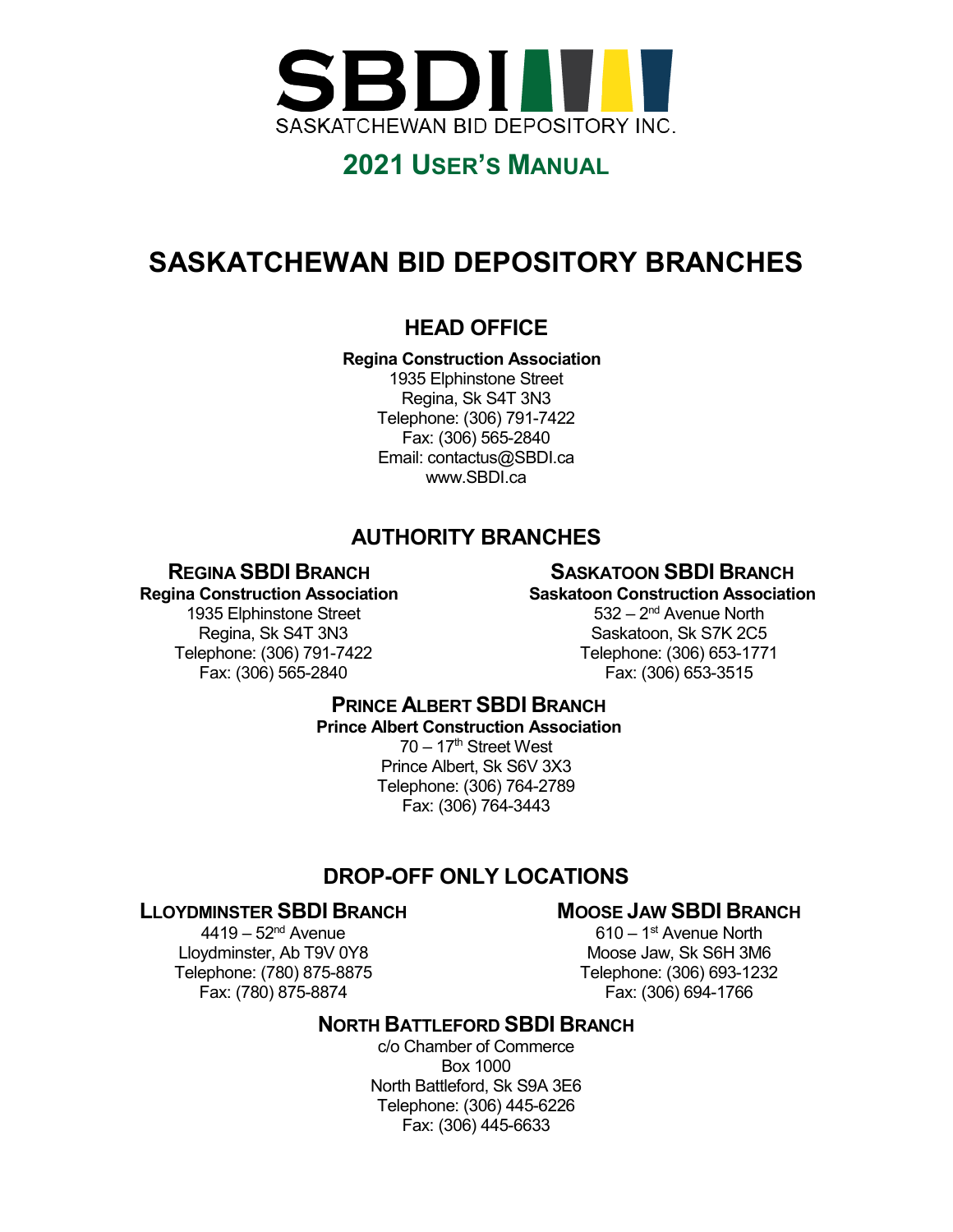SBDI

SASKATCHEWAN BID DEPOSITORY INC.

## 2021 USER'S MANUAL

# SASKATCHEWAN BID DEPOSITORY BRANCHES

## HEAD OFFICE

**Regina Construction Association**
1935 Elphinstone Street
Regina, Sk S4T 3N3
Telephone: (306) 791-7422
Fax: (306) 565-2840
Email: contactus@SBDI.ca
www.SBDI.ca

## AUTHORITY BRANCHES

### REGINA SBDI BRANCH

**Regina Construction Association**
1935 Elphinstone Street
Regina, Sk S4T 3N3
Telephone: (306) 791-7422
Fax: (306) 565-2840

### SASKATOON SBDI BRANCH

**Saskatoon Construction Association**
532 – 2nd Avenue North
Saskatoon, Sk S7K 2C5
Telephone: (306) 653-1771
Fax: (306) 653-3515

### PRINCE ALBERT SBDI BRANCH

**Prince Albert Construction Association**
70 – 17th Street West
Prince Albert, Sk S6V 3X3
Telephone: (306) 764-2789
Fax: (306) 764-3443

## DROP-OFF ONLY LOCATIONS

### LLOYDMINSTER SBDI BRANCH

4419 – 52nd Avenue
Lloydminster, Ab T9V 0Y8
Telephone: (780) 875-8875
Fax: (780) 875-8874

### MOOSE JAW SBDI BRANCH

610 – 1st Avenue North
Moose Jaw, Sk S6H 3M6
Telephone: (306) 693-1232
Fax: (306) 694-1766

### NORTH BATTLEFORD SBDI BRANCH

c/o Chamber of Commerce
Box 1000
North Battleford, Sk S9A 3E6
Telephone: (306) 445-6226
Fax: (306) 445-6633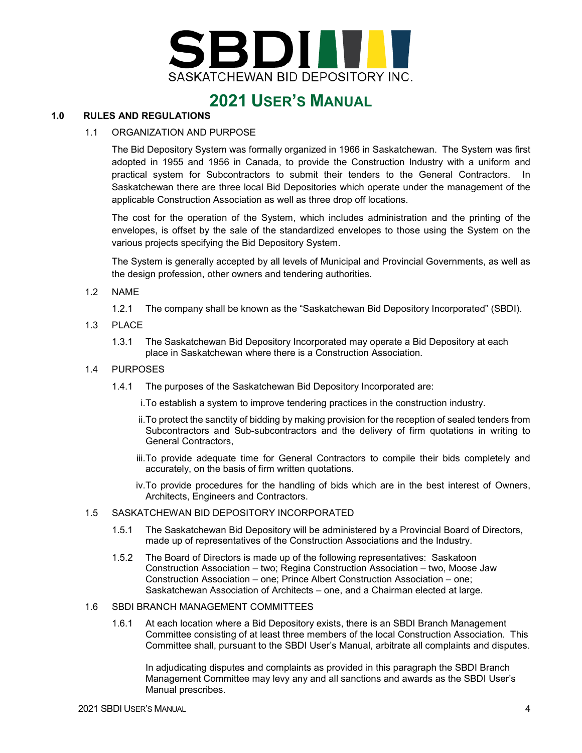SBDI
SASKATCHEWAN BID DEPOSITORY INC.

# 2021 User's Manual

## 1.0 RULES AND REGULATIONS

### 1.1 ORGANIZATION AND PURPOSE

The Bid Depository System was formally organized in 1966 in Saskatchewan. The System was first adopted in 1955 and 1956 in Canada, to provide the Construction Industry with a uniform and practical system for Subcontractors to submit their tenders to the General Contractors. In Saskatchewan there are three local Bid Depositories which operate under the management of the applicable Construction Association as well as three drop off locations.

The cost for the operation of the System, which includes administration and the printing of the envelopes, is offset by the sale of the standardized envelopes to those using the System on the various projects specifying the Bid Depository System.

The System is generally accepted by all levels of Municipal and Provincial Governments, as well as the design profession, other owners and tendering authorities.

### 1.2 NAME

1.2.1 The company shall be known as the "Saskatchewan Bid Depository Incorporated" (SBDI).

### 1.3 PLACE

1.3.1 The Saskatchewan Bid Depository Incorporated may operate a Bid Depository at each place in Saskatchewan where there is a Construction Association.

### 1.4 PURPOSES

1.4.1 The purposes of the Saskatchewan Bid Depository Incorporated are:

i. To establish a system to improve tendering practices in the construction industry.

ii. To protect the sanctity of bidding by making provision for the reception of sealed tenders from Subcontractors and Sub-subcontractors and the delivery of firm quotations in writing to General Contractors,

iii. To provide adequate time for General Contractors to compile their bids completely and accurately, on the basis of firm written quotations.

iv. To provide procedures for the handling of bids which are in the best interest of Owners, Architects, Engineers and Contractors.

### 1.5 SASKATCHEWAN BID DEPOSITORY INCORPORATED

1.5.1 The Saskatchewan Bid Depository will be administered by a Provincial Board of Directors, made up of representatives of the Construction Associations and the Industry.

1.5.2 The Board of Directors is made up of the following representatives: Saskatoon Construction Association – two; Regina Construction Association – two, Moose Jaw Construction Association – one; Prince Albert Construction Association – one; Saskatchewan Association of Architects – one, and a Chairman elected at large.

### 1.6 SBDI BRANCH MANAGEMENT COMMITTEES

1.6.1 At each location where a Bid Depository exists, there is an SBDI Branch Management Committee consisting of at least three members of the local Construction Association. This Committee shall, pursuant to the SBDI User's Manual, arbitrate all complaints and disputes.

In adjudicating disputes and complaints as provided in this paragraph the SBDI Branch Management Committee may levy any and all sanctions and awards as the SBDI User's Manual prescribes.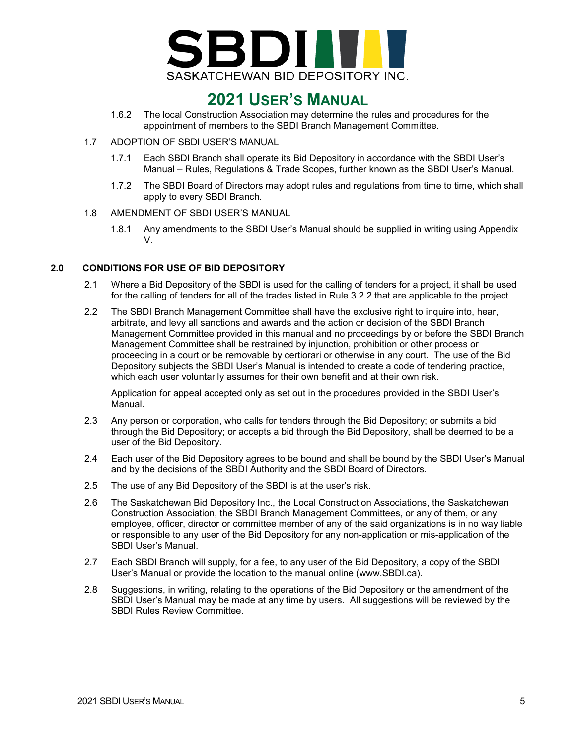1.6.2 The local Construction Association may determine the rules and procedures for the appointment of members to the SBDI Branch Management Committee.

1.7 ADOPTION OF SBDI USER'S MANUAL

1.7.1 Each SBDI Branch shall operate its Bid Depository in accordance with the SBDI User's Manual – Rules, Regulations & Trade Scopes, further known as the SBDI User's Manual.

1.7.2 The SBDI Board of Directors may adopt rules and regulations from time to time, which shall apply to every SBDI Branch.

1.8 AMENDMENT OF SBDI USER'S MANUAL

1.8.1 Any amendments to the SBDI User's Manual should be supplied in writing using Appendix V.

## 2.0 CONDITIONS FOR USE OF BID DEPOSITORY

2.1 Where a Bid Depository of the SBDI is used for the calling of tenders for a project, it shall be used for the calling of tenders for all of the trades listed in Rule 3.2.2 that are applicable to the project.

2.2 The SBDI Branch Management Committee shall have the exclusive right to inquire into, hear, arbitrate, and levy all sanctions and awards and the action or decision of the SBDI Branch Management Committee provided in this manual and no proceedings by or before the SBDI Branch Management Committee shall be restrained by injunction, prohibition or other process or proceeding in a court or be removable by certiorari or otherwise in any court. The use of the Bid Depository subjects the SBDI User's Manual is intended to create a code of tendering practice, which each user voluntarily assumes for their own benefit and at their own risk.

Application for appeal accepted only as set out in the procedures provided in the SBDI User's Manual.

2.3 Any person or corporation, who calls for tenders through the Bid Depository; or submits a bid through the Bid Depository; or accepts a bid through the Bid Depository, shall be deemed to be a user of the Bid Depository.

2.4 Each user of the Bid Depository agrees to be bound and shall be bound by the SBDI User's Manual and by the decisions of the SBDI Authority and the SBDI Board of Directors.

2.5 The use of any Bid Depository of the SBDI is at the user's risk.

2.6 The Saskatchewan Bid Depository Inc., the Local Construction Associations, the Saskatchewan Construction Association, the SBDI Branch Management Committees, or any of them, or any employee, officer, director or committee member of any of the said organizations is in no way liable or responsible to any user of the Bid Depository for any non-application or mis-application of the SBDI User's Manual.

2.7 Each SBDI Branch will supply, for a fee, to any user of the Bid Depository, a copy of the SBDI User's Manual or provide the location to the manual online (www.SBDI.ca).

2.8 Suggestions, in writing, relating to the operations of the Bid Depository or the amendment of the SBDI User's Manual may be made at any time by users. All suggestions will be reviewed by the SBDI Rules Review Committee.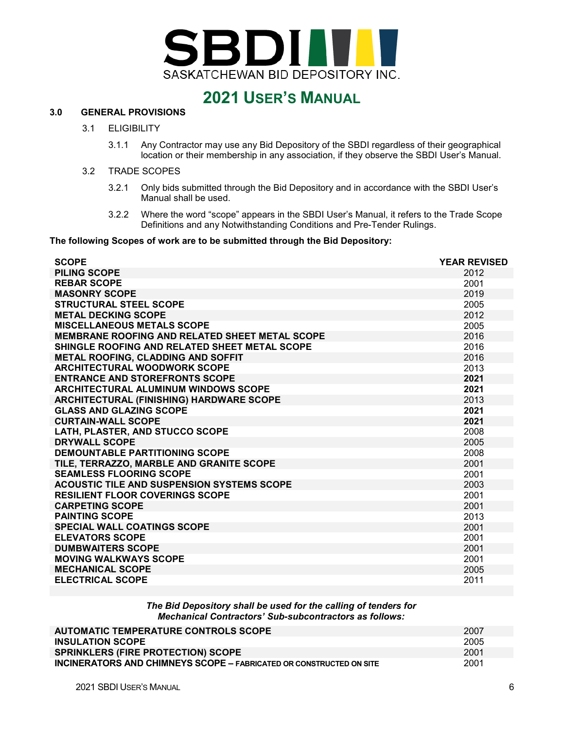# 2021 USER'S MANUAL

## 3.0 GENERAL PROVISIONS

### 3.1 ELIGIBILITY

3.1.1 Any Contractor may use any Bid Depository of the SBDI regardless of their geographical location or their membership in any association, if they observe the SBDI User's Manual.

### 3.2 TRADE SCOPES

3.2.1 Only bids submitted through the Bid Depository and in accordance with the SBDI User's Manual shall be used.

3.2.2 Where the word "scope" appears in the SBDI User's Manual, it refers to the Trade Scope Definitions and any Notwithstanding Conditions and Pre-Tender Rulings.

**The following Scopes of work are to be submitted through the Bid Depository:**

| SCOPE | YEAR REVISED |
|---|---|
| **PILING SCOPE** | 2012 |
| **REBAR SCOPE** | 2001 |
| **MASONRY SCOPE** | 2019 |
| **STRUCTURAL STEEL SCOPE** | 2005 |
| **METAL DECKING SCOPE** | 2012 |
| **MISCELLANEOUS METALS SCOPE** | 2005 |
| **MEMBRANE ROOFING AND RELATED SHEET METAL SCOPE** | 2016 |
| **SHINGLE ROOFING AND RELATED SHEET METAL SCOPE** | 2016 |
| **METAL ROOFING, CLADDING AND SOFFIT** | 2016 |
| **ARCHITECTURAL WOODWORK SCOPE** | 2013 |
| **ENTRANCE AND STOREFRONTS SCOPE** | **2021** |
| **ARCHITECTURAL ALUMINUM WINDOWS SCOPE** | **2021** |
| **ARCHITECTURAL (FINISHING) HARDWARE SCOPE** | 2013 |
| **GLASS AND GLAZING SCOPE** | **2021** |
| **CURTAIN-WALL SCOPE** | **2021** |
| **LATH, PLASTER, AND STUCCO SCOPE** | 2008 |
| **DRYWALL SCOPE** | 2005 |
| **DEMOUNTABLE PARTITIONING SCOPE** | 2008 |
| **TILE, TERRAZZO, MARBLE AND GRANITE SCOPE** | 2001 |
| **SEAMLESS FLOORING SCOPE** | 2001 |
| **ACOUSTIC TILE AND SUSPENSION SYSTEMS SCOPE** | 2003 |
| **RESILIENT FLOOR COVERINGS SCOPE** | 2001 |
| **CARPETING SCOPE** | 2001 |
| **PAINTING SCOPE** | 2013 |
| **SPECIAL WALL COATINGS SCOPE** | 2001 |
| **ELEVATORS SCOPE** | 2001 |
| **DUMBWAITERS SCOPE** | 2001 |
| **MOVING WALKWAYS SCOPE** | 2001 |
| **MECHANICAL SCOPE** | 2005 |
| **ELECTRICAL SCOPE** | 2011 |

***The Bid Depository shall be used for the calling of tenders for Mechanical Contractors' Sub-subcontractors as follows:***

| | |
|---|---|
| **AUTOMATIC TEMPERATURE CONTROLS SCOPE** | 2007 |
| **INSULATION SCOPE** | 2005 |
| **SPRINKLERS (FIRE PROTECTION) SCOPE** | 2001 |
| **INCINERATORS AND CHIMNEYS SCOPE – FABRICATED OR CONSTRUCTED ON SITE** | 2001 |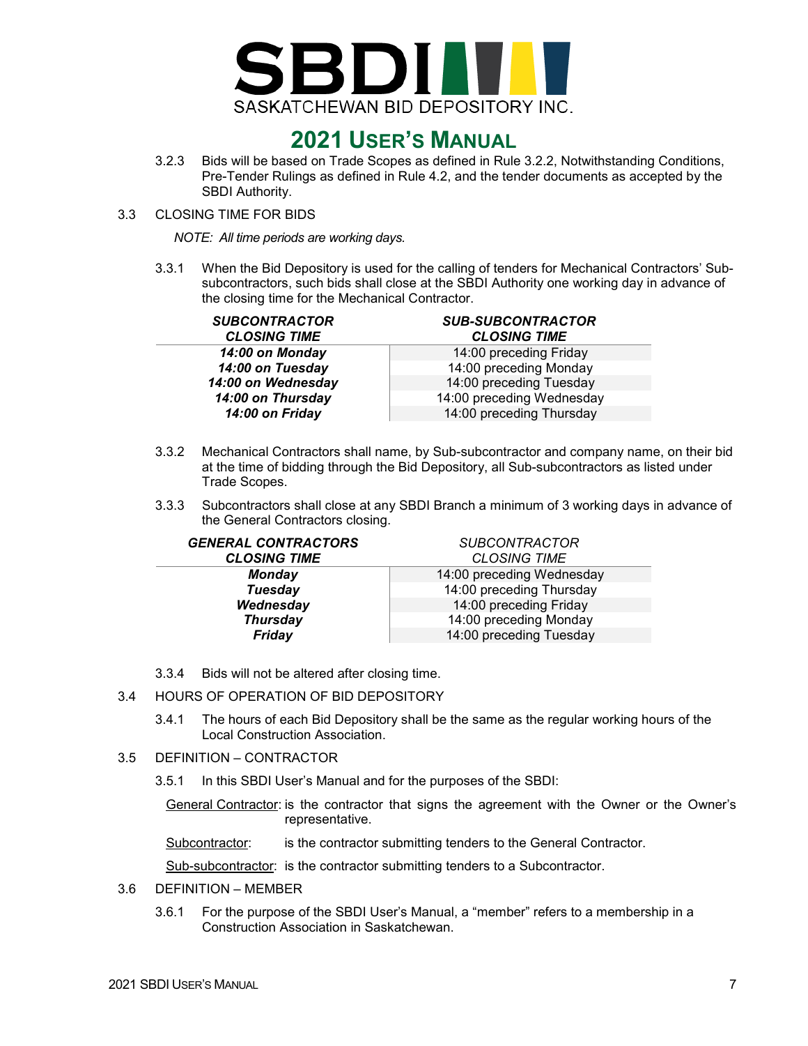3.2.3 Bids will be based on Trade Scopes as defined in Rule 3.2.2, Notwithstanding Conditions, Pre-Tender Rulings as defined in Rule 4.2, and the tender documents as accepted by the SBDI Authority.

3.3 CLOSING TIME FOR BIDS

*NOTE: All time periods are working days.*

3.3.1 When the Bid Depository is used for the calling of tenders for Mechanical Contractors' Sub-subcontractors, such bids shall close at the SBDI Authority one working day in advance of the closing time for the Mechanical Contractor.

| ***SUBCONTRACTOR CLOSING TIME*** | ***SUB-SUBCONTRACTOR CLOSING TIME*** |
|---|---|
| ***14:00 on Monday*** | 14:00 preceding Friday |
| ***14:00 on Tuesday*** | 14:00 preceding Monday |
| ***14:00 on Wednesday*** | 14:00 preceding Tuesday |
| ***14:00 on Thursday*** | 14:00 preceding Wednesday |
| ***14:00 on Friday*** | 14:00 preceding Thursday |

3.3.2 Mechanical Contractors shall name, by Sub-subcontractor and company name, on their bid at the time of bidding through the Bid Depository, all Sub-subcontractors as listed under Trade Scopes.

3.3.3 Subcontractors shall close at any SBDI Branch a minimum of 3 working days in advance of the General Contractors closing.

| ***GENERAL CONTRACTORS CLOSING TIME*** | *SUBCONTRACTOR CLOSING TIME* |
|---|---|
| ***Monday*** | 14:00 preceding Wednesday |
| ***Tuesday*** | 14:00 preceding Thursday |
| ***Wednesday*** | 14:00 preceding Friday |
| ***Thursday*** | 14:00 preceding Monday |
| ***Friday*** | 14:00 preceding Tuesday |

3.3.4 Bids will not be altered after closing time.

3.4 HOURS OF OPERATION OF BID DEPOSITORY

3.4.1 The hours of each Bid Depository shall be the same as the regular working hours of the Local Construction Association.

3.5 DEFINITION – CONTRACTOR

3.5.1 In this SBDI User's Manual and for the purposes of the SBDI:

General Contractor: is the contractor that signs the agreement with the Owner or the Owner's representative.

Subcontractor: is the contractor submitting tenders to the General Contractor.

Sub-subcontractor: is the contractor submitting tenders to a Subcontractor.

3.6 DEFINITION – MEMBER

3.6.1 For the purpose of the SBDI User's Manual, a "member" refers to a membership in a Construction Association in Saskatchewan.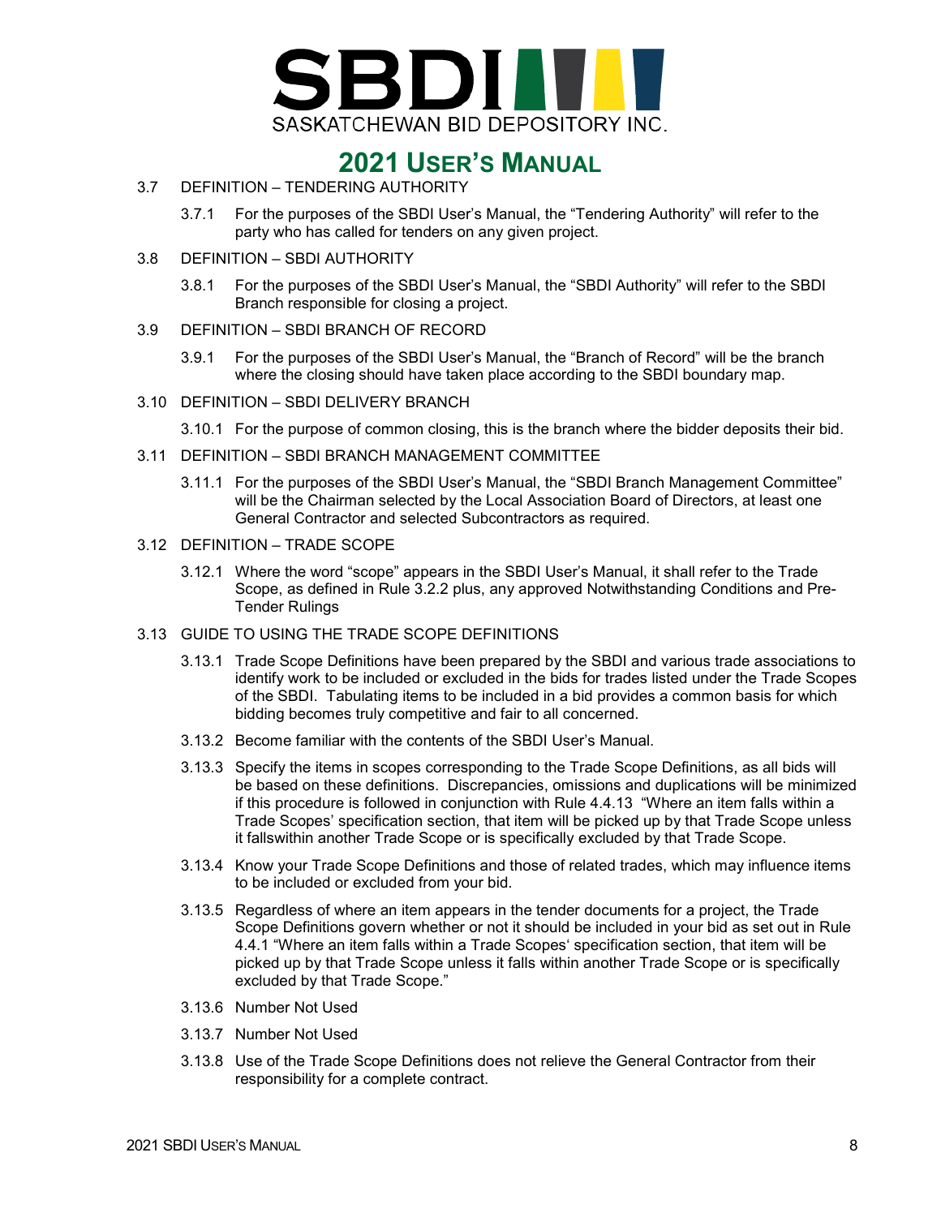3.7 DEFINITION – TENDERING AUTHORITY

3.7.1 For the purposes of the SBDI User's Manual, the "Tendering Authority" will refer to the party who has called for tenders on any given project.

3.8 DEFINITION – SBDI AUTHORITY

3.8.1 For the purposes of the SBDI User's Manual, the "SBDI Authority" will refer to the SBDI Branch responsible for closing a project.

3.9 DEFINITION – SBDI BRANCH OF RECORD

3.9.1 For the purposes of the SBDI User's Manual, the "Branch of Record" will be the branch where the closing should have taken place according to the SBDI boundary map.

3.10 DEFINITION – SBDI DELIVERY BRANCH

3.10.1 For the purpose of common closing, this is the branch where the bidder deposits their bid.

3.11 DEFINITION – SBDI BRANCH MANAGEMENT COMMITTEE

3.11.1 For the purposes of the SBDI User's Manual, the "SBDI Branch Management Committee" will be the Chairman selected by the Local Association Board of Directors, at least one General Contractor and selected Subcontractors as required.

3.12 DEFINITION – TRADE SCOPE

3.12.1 Where the word "scope" appears in the SBDI User's Manual, it shall refer to the Trade Scope, as defined in Rule 3.2.2 plus, any approved Notwithstanding Conditions and Pre-Tender Rulings

3.13 GUIDE TO USING THE TRADE SCOPE DEFINITIONS

3.13.1 Trade Scope Definitions have been prepared by the SBDI and various trade associations to identify work to be included or excluded in the bids for trades listed under the Trade Scopes of the SBDI. Tabulating items to be included in a bid provides a common basis for which bidding becomes truly competitive and fair to all concerned.

3.13.2 Become familiar with the contents of the SBDI User's Manual.

3.13.3 Specify the items in scopes corresponding to the Trade Scope Definitions, as all bids will be based on these definitions. Discrepancies, omissions and duplications will be minimized if this procedure is followed in conjunction with Rule 4.4.13 "Where an item falls within a Trade Scopes' specification section, that item will be picked up by that Trade Scope unless it fallswithin another Trade Scope or is specifically excluded by that Trade Scope.

3.13.4 Know your Trade Scope Definitions and those of related trades, which may influence items to be included or excluded from your bid.

3.13.5 Regardless of where an item appears in the tender documents for a project, the Trade Scope Definitions govern whether or not it should be included in your bid as set out in Rule 4.4.1 "Where an item falls within a Trade Scopes' specification section, that item will be picked up by that Trade Scope unless it falls within another Trade Scope or is specifically excluded by that Trade Scope."

3.13.6 Number Not Used

3.13.7 Number Not Used

3.13.8 Use of the Trade Scope Definitions does not relieve the General Contractor from their responsibility for a complete contract.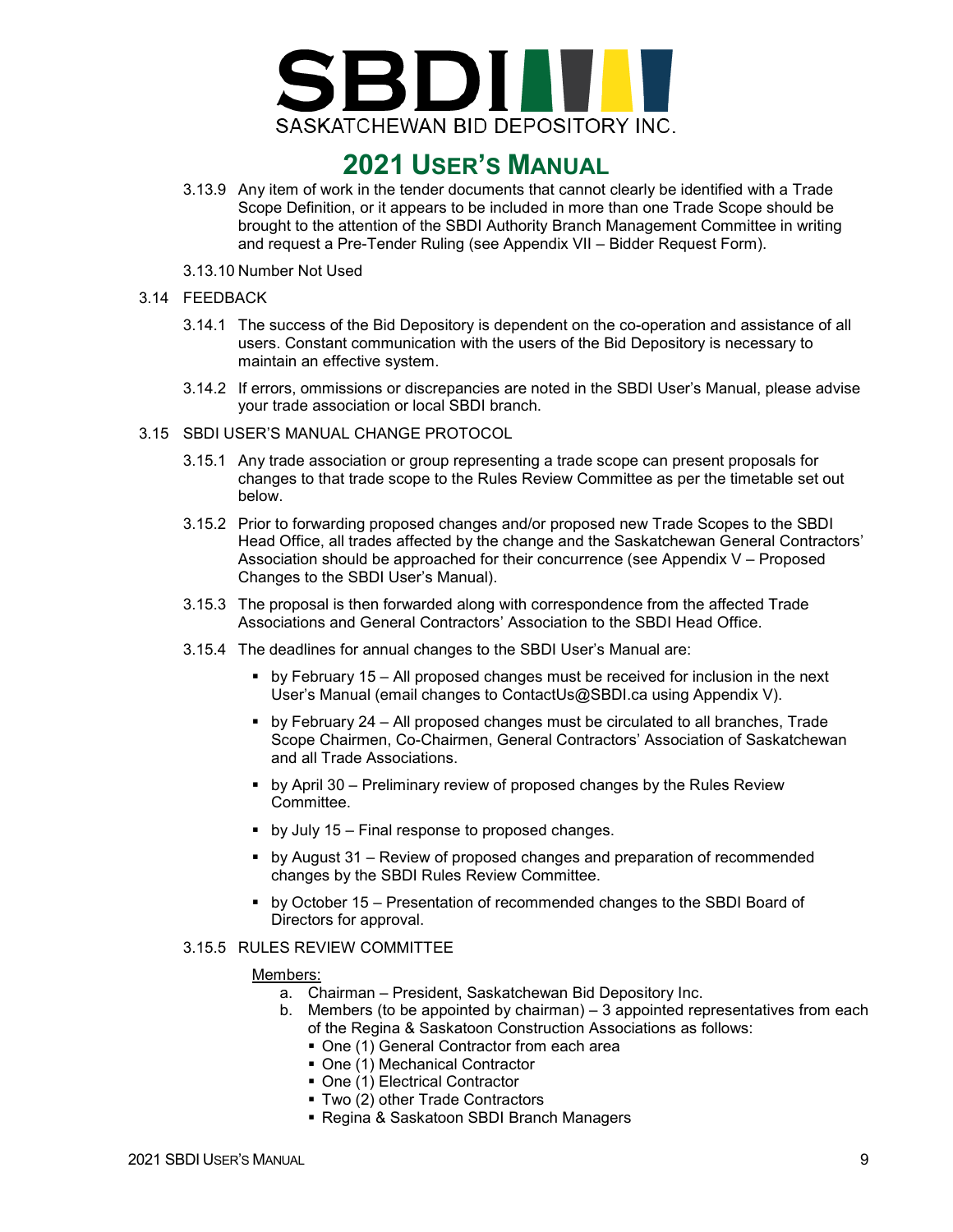3.13.9 Any item of work in the tender documents that cannot clearly be identified with a Trade Scope Definition, or it appears to be included in more than one Trade Scope should be brought to the attention of the SBDI Authority Branch Management Committee in writing and request a Pre-Tender Ruling (see Appendix VII – Bidder Request Form).

3.13.10 Number Not Used

3.14 FEEDBACK

3.14.1 The success of the Bid Depository is dependent on the co-operation and assistance of all users. Constant communication with the users of the Bid Depository is necessary to maintain an effective system.

3.14.2 If errors, ommissions or discrepancies are noted in the SBDI User's Manual, please advise your trade association or local SBDI branch.

3.15 SBDI USER'S MANUAL CHANGE PROTOCOL

3.15.1 Any trade association or group representing a trade scope can present proposals for changes to that trade scope to the Rules Review Committee as per the timetable set out below.

3.15.2 Prior to forwarding proposed changes and/or proposed new Trade Scopes to the SBDI Head Office, all trades affected by the change and the Saskatchewan General Contractors' Association should be approached for their concurrence (see Appendix V – Proposed Changes to the SBDI User's Manual).

3.15.3 The proposal is then forwarded along with correspondence from the affected Trade Associations and General Contractors' Association to the SBDI Head Office.

3.15.4 The deadlines for annual changes to the SBDI User's Manual are:

- by February 15 – All proposed changes must be received for inclusion in the next User's Manual (email changes to ContactUs@SBDI.ca using Appendix V).
- by February 24 – All proposed changes must be circulated to all branches, Trade Scope Chairmen, Co-Chairmen, General Contractors' Association of Saskatchewan and all Trade Associations.
- by April 30 – Preliminary review of proposed changes by the Rules Review Committee.
- by July 15 – Final response to proposed changes.
- by August 31 – Review of proposed changes and preparation of recommended changes by the SBDI Rules Review Committee.
- by October 15 – Presentation of recommended changes to the SBDI Board of Directors for approval.

3.15.5 RULES REVIEW COMMITTEE

Members:

a. Chairman – President, Saskatchewan Bid Depository Inc.
b. Members (to be appointed by chairman) – 3 appointed representatives from each of the Regina & Saskatoon Construction Associations as follows:
   - One (1) General Contractor from each area
   - One (1) Mechanical Contractor
   - One (1) Electrical Contractor
   - Two (2) other Trade Contractors
   - Regina & Saskatoon SBDI Branch Managers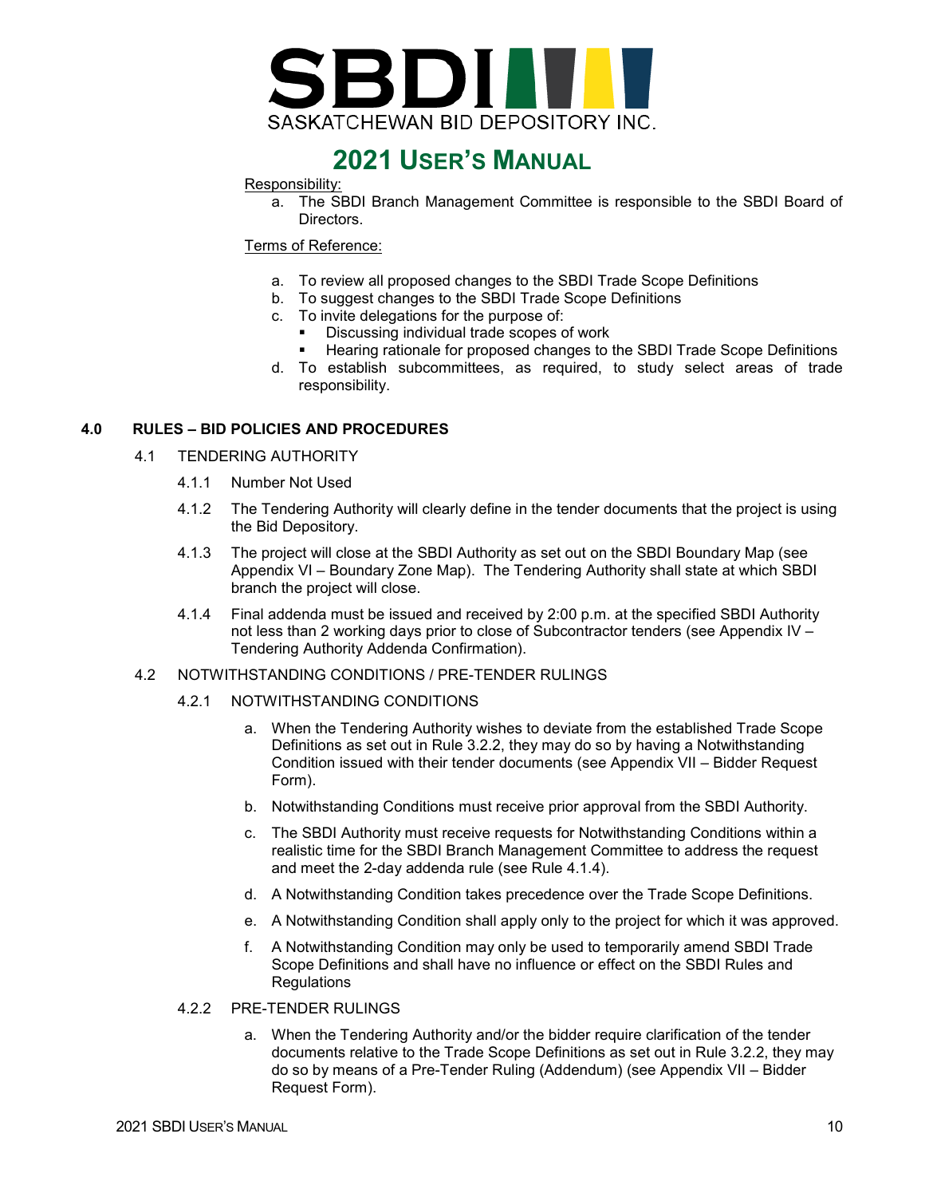Responsibility:

a. The SBDI Branch Management Committee is responsible to the SBDI Board of Directors.

Terms of Reference:

a. To review all proposed changes to the SBDI Trade Scope Definitions
b. To suggest changes to the SBDI Trade Scope Definitions
c. To invite delegations for the purpose of:
   - Discussing individual trade scopes of work
   - Hearing rationale for proposed changes to the SBDI Trade Scope Definitions
d. To establish subcommittees, as required, to study select areas of trade responsibility.

## 4.0 RULES – BID POLICIES AND PROCEDURES

### 4.1 TENDERING AUTHORITY

4.1.1 Number Not Used

4.1.2 The Tendering Authority will clearly define in the tender documents that the project is using the Bid Depository.

4.1.3 The project will close at the SBDI Authority as set out on the SBDI Boundary Map (see Appendix VI – Boundary Zone Map). The Tendering Authority shall state at which SBDI branch the project will close.

4.1.4 Final addenda must be issued and received by 2:00 p.m. at the specified SBDI Authority not less than 2 working days prior to close of Subcontractor tenders (see Appendix IV – Tendering Authority Addenda Confirmation).

### 4.2 NOTWITHSTANDING CONDITIONS / PRE-TENDER RULINGS

#### 4.2.1 NOTWITHSTANDING CONDITIONS

a. When the Tendering Authority wishes to deviate from the established Trade Scope Definitions as set out in Rule 3.2.2, they may do so by having a Notwithstanding Condition issued with their tender documents (see Appendix VII – Bidder Request Form).

b. Notwithstanding Conditions must receive prior approval from the SBDI Authority.

c. The SBDI Authority must receive requests for Notwithstanding Conditions within a realistic time for the SBDI Branch Management Committee to address the request and meet the 2-day addenda rule (see Rule 4.1.4).

d. A Notwithstanding Condition takes precedence over the Trade Scope Definitions.

e. A Notwithstanding Condition shall apply only to the project for which it was approved.

f. A Notwithstanding Condition may only be used to temporarily amend SBDI Trade Scope Definitions and shall have no influence or effect on the SBDI Rules and Regulations

#### 4.2.2 PRE-TENDER RULINGS

a. When the Tendering Authority and/or the bidder require clarification of the tender documents relative to the Trade Scope Definitions as set out in Rule 3.2.2, they may do so by means of a Pre-Tender Ruling (Addendum) (see Appendix VII – Bidder Request Form).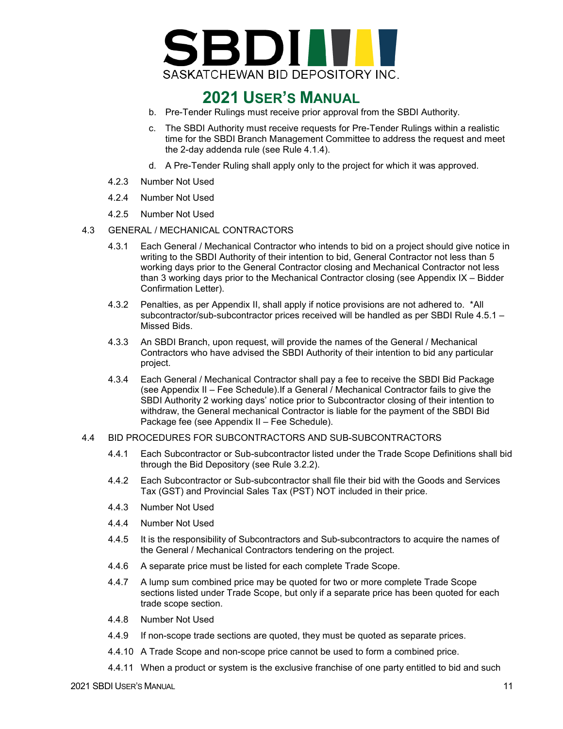b. Pre-Tender Rulings must receive prior approval from the SBDI Authority.

c. The SBDI Authority must receive requests for Pre-Tender Rulings within a realistic time for the SBDI Branch Management Committee to address the request and meet the 2-day addenda rule (see Rule 4.1.4).

d. A Pre-Tender Ruling shall apply only to the project for which it was approved.

4.2.3 Number Not Used

4.2.4 Number Not Used

4.2.5 Number Not Used

4.3 GENERAL / MECHANICAL CONTRACTORS

4.3.1 Each General / Mechanical Contractor who intends to bid on a project should give notice in writing to the SBDI Authority of their intention to bid, General Contractor not less than 5 working days prior to the General Contractor closing and Mechanical Contractor not less than 3 working days prior to the Mechanical Contractor closing (see Appendix IX – Bidder Confirmation Letter).

4.3.2 Penalties, as per Appendix II, shall apply if notice provisions are not adhered to. *All subcontractor/sub-subcontractor prices received will be handled as per SBDI Rule 4.5.1 – Missed Bids.

4.3.3 An SBDI Branch, upon request, will provide the names of the General / Mechanical Contractors who have advised the SBDI Authority of their intention to bid any particular project.

4.3.4 Each General / Mechanical Contractor shall pay a fee to receive the SBDI Bid Package (see Appendix II – Fee Schedule).If a General / Mechanical Contractor fails to give the SBDI Authority 2 working days' notice prior to Subcontractor closing of their intention to withdraw, the General mechanical Contractor is liable for the payment of the SBDI Bid Package fee (see Appendix II – Fee Schedule).

4.4 BID PROCEDURES FOR SUBCONTRACTORS AND SUB-SUBCONTRACTORS

4.4.1 Each Subcontractor or Sub-subcontractor listed under the Trade Scope Definitions shall bid through the Bid Depository (see Rule 3.2.2).

4.4.2 Each Subcontractor or Sub-subcontractor shall file their bid with the Goods and Services Tax (GST) and Provincial Sales Tax (PST) NOT included in their price.

4.4.3 Number Not Used

4.4.4 Number Not Used

4.4.5 It is the responsibility of Subcontractors and Sub-subcontractors to acquire the names of the General / Mechanical Contractors tendering on the project.

4.4.6 A separate price must be listed for each complete Trade Scope.

4.4.7 A lump sum combined price may be quoted for two or more complete Trade Scope sections listed under Trade Scope, but only if a separate price has been quoted for each trade scope section.

4.4.8 Number Not Used

4.4.9 If non-scope trade sections are quoted, they must be quoted as separate prices.

4.4.10 A Trade Scope and non-scope price cannot be used to form a combined price.

4.4.11 When a product or system is the exclusive franchise of one party entitled to bid and such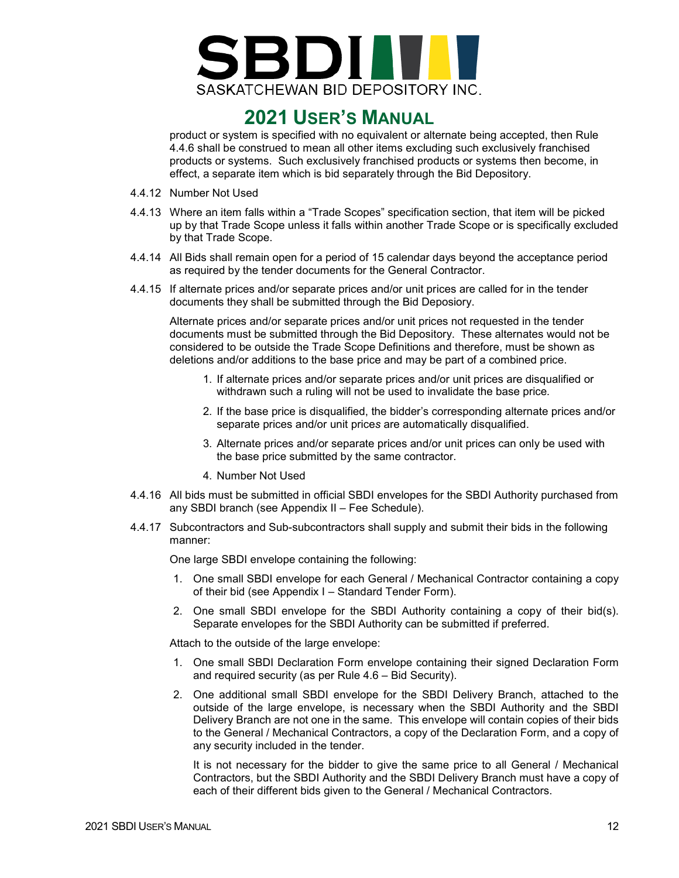product or system is specified with no equivalent or alternate being accepted, then Rule 4.4.6 shall be construed to mean all other items excluding such exclusively franchised products or systems. Such exclusively franchised products or systems then become, in effect, a separate item which is bid separately through the Bid Depository.

4.4.12 Number Not Used

4.4.13 Where an item falls within a "Trade Scopes" specification section, that item will be picked up by that Trade Scope unless it falls within another Trade Scope or is specifically excluded by that Trade Scope.

4.4.14 All Bids shall remain open for a period of 15 calendar days beyond the acceptance period as required by the tender documents for the General Contractor.

4.4.15 If alternate prices and/or separate prices and/or unit prices are called for in the tender documents they shall be submitted through the Bid Deposiory.

Alternate prices and/or separate prices and/or unit prices not requested in the tender documents must be submitted through the Bid Depository. These alternates would not be considered to be outside the Trade Scope Definitions and therefore, must be shown as deletions and/or additions to the base price and may be part of a combined price.

1. If alternate prices and/or separate prices and/or unit prices are disqualified or withdrawn such a ruling will not be used to invalidate the base price.
2. If the base price is disqualified, the bidder's corresponding alternate prices and/or separate prices and/or unit prices are automatically disqualified.
3. Alternate prices and/or separate prices and/or unit prices can only be used with the base price submitted by the same contractor.
4. Number Not Used

4.4.16 All bids must be submitted in official SBDI envelopes for the SBDI Authority purchased from any SBDI branch (see Appendix II – Fee Schedule).

4.4.17 Subcontractors and Sub-subcontractors shall supply and submit their bids in the following manner:

One large SBDI envelope containing the following:

1. One small SBDI envelope for each General / Mechanical Contractor containing a copy of their bid (see Appendix I – Standard Tender Form).
2. One small SBDI envelope for the SBDI Authority containing a copy of their bid(s). Separate envelopes for the SBDI Authority can be submitted if preferred.

Attach to the outside of the large envelope:

1. One small SBDI Declaration Form envelope containing their signed Declaration Form and required security (as per Rule 4.6 – Bid Security).
2. One additional small SBDI envelope for the SBDI Delivery Branch, attached to the outside of the large envelope, is necessary when the SBDI Authority and the SBDI Delivery Branch are not one in the same. This envelope will contain copies of their bids to the General / Mechanical Contractors, a copy of the Declaration Form, and a copy of any security included in the tender.

   It is not necessary for the bidder to give the same price to all General / Mechanical Contractors, but the SBDI Authority and the SBDI Delivery Branch must have a copy of each of their different bids given to the General / Mechanical Contractors.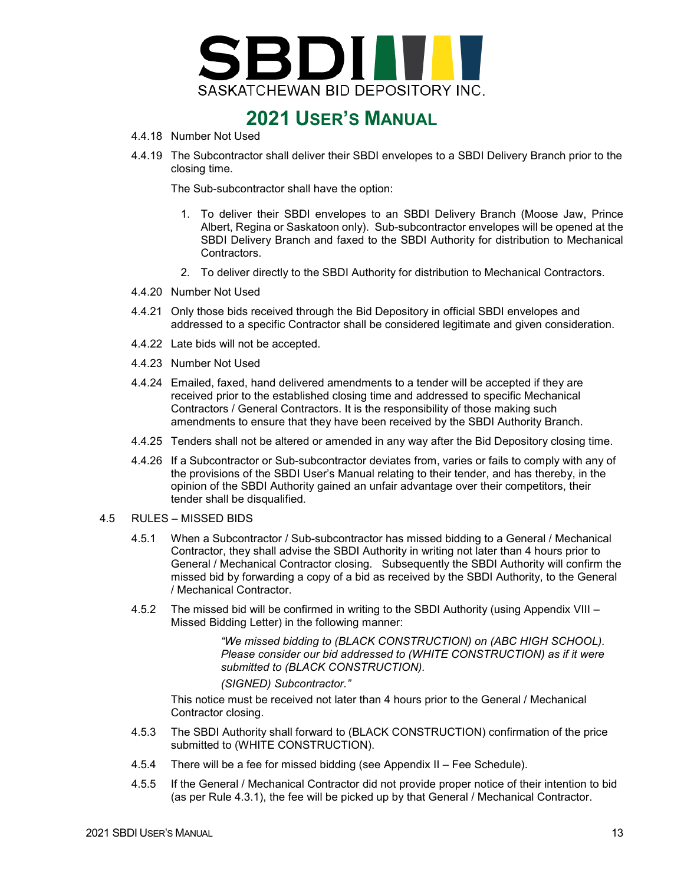4.4.18 Number Not Used

4.4.19 The Subcontractor shall deliver their SBDI envelopes to a SBDI Delivery Branch prior to the closing time.

The Sub-subcontractor shall have the option:

1. To deliver their SBDI envelopes to an SBDI Delivery Branch (Moose Jaw, Prince Albert, Regina or Saskatoon only). Sub-subcontractor envelopes will be opened at the SBDI Delivery Branch and faxed to the SBDI Authority for distribution to Mechanical Contractors.
2. To deliver directly to the SBDI Authority for distribution to Mechanical Contractors.

4.4.20 Number Not Used

4.4.21 Only those bids received through the Bid Depository in official SBDI envelopes and addressed to a specific Contractor shall be considered legitimate and given consideration.

4.4.22 Late bids will not be accepted.

4.4.23 Number Not Used

4.4.24 Emailed, faxed, hand delivered amendments to a tender will be accepted if they are received prior to the established closing time and addressed to specific Mechanical Contractors / General Contractors. It is the responsibility of those making such amendments to ensure that they have been received by the SBDI Authority Branch.

4.4.25 Tenders shall not be altered or amended in any way after the Bid Depository closing time.

4.4.26 If a Subcontractor or Sub-subcontractor deviates from, varies or fails to comply with any of the provisions of the SBDI User's Manual relating to their tender, and has thereby, in the opinion of the SBDI Authority gained an unfair advantage over their competitors, their tender shall be disqualified.

## 4.5 RULES – MISSED BIDS

4.5.1 When a Subcontractor / Sub-subcontractor has missed bidding to a General / Mechanical Contractor, they shall advise the SBDI Authority in writing not later than 4 hours prior to General / Mechanical Contractor closing. Subsequently the SBDI Authority will confirm the missed bid by forwarding a copy of a bid as received by the SBDI Authority, to the General / Mechanical Contractor.

4.5.2 The missed bid will be confirmed in writing to the SBDI Authority (using Appendix VIII – Missed Bidding Letter) in the following manner:

> *"We missed bidding to (BLACK CONSTRUCTION) on (ABC HIGH SCHOOL). Please consider our bid addressed to (WHITE CONSTRUCTION) as if it were submitted to (BLACK CONSTRUCTION).*
>
> *(SIGNED) Subcontractor."*

This notice must be received not later than 4 hours prior to the General / Mechanical Contractor closing.

4.5.3 The SBDI Authority shall forward to (BLACK CONSTRUCTION) confirmation of the price submitted to (WHITE CONSTRUCTION).

4.5.4 There will be a fee for missed bidding (see Appendix II – Fee Schedule).

4.5.5 If the General / Mechanical Contractor did not provide proper notice of their intention to bid (as per Rule 4.3.1), the fee will be picked up by that General / Mechanical Contractor.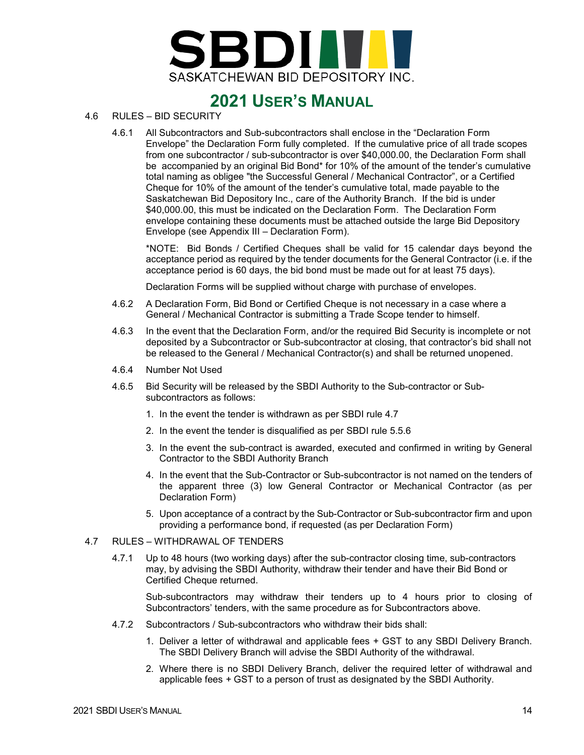### 4.6 RULES – BID SECURITY

4.6.1 All Subcontractors and Sub-subcontractors shall enclose in the “Declaration Form Envelope” the Declaration Form fully completed. If the cumulative price of all trade scopes from one subcontractor / sub-subcontractor is over $40,000.00, the Declaration Form shall be accompanied by an original Bid Bond* for 10% of the amount of the tender’s cumulative total naming as obligee "the Successful General / Mechanical Contractor”, or a Certified Cheque for 10% of the amount of the tender’s cumulative total, made payable to the Saskatchewan Bid Depository Inc., care of the Authority Branch. If the bid is under $40,000.00, this must be indicated on the Declaration Form. The Declaration Form envelope containing these documents must be attached outside the large Bid Depository Envelope (see Appendix III – Declaration Form).

*NOTE: Bid Bonds / Certified Cheques shall be valid for 15 calendar days beyond the acceptance period as required by the tender documents for the General Contractor (i.e. if the acceptance period is 60 days, the bid bond must be made out for at least 75 days).

Declaration Forms will be supplied without charge with purchase of envelopes.

4.6.2 A Declaration Form, Bid Bond or Certified Cheque is not necessary in a case where a General / Mechanical Contractor is submitting a Trade Scope tender to himself.

4.6.3 In the event that the Declaration Form, and/or the required Bid Security is incomplete or not deposited by a Subcontractor or Sub-subcontractor at closing, that contractor’s bid shall not be released to the General / Mechanical Contractor(s) and shall be returned unopened.

4.6.4 Number Not Used

4.6.5 Bid Security will be released by the SBDI Authority to the Sub-contractor or Sub-subcontractors as follows:

1. In the event the tender is withdrawn as per SBDI rule 4.7
2. In the event the tender is disqualified as per SBDI rule 5.5.6
3. In the event the sub-contract is awarded, executed and confirmed in writing by General Contractor to the SBDI Authority Branch
4. In the event that the Sub-Contractor or Sub-subcontractor is not named on the tenders of the apparent three (3) low General Contractor or Mechanical Contractor (as per Declaration Form)
5. Upon acceptance of a contract by the Sub-Contractor or Sub-subcontractor firm and upon providing a performance bond, if requested (as per Declaration Form)

### 4.7 RULES – WITHDRAWAL OF TENDERS

4.7.1 Up to 48 hours (two working days) after the sub-contractor closing time, sub-contractors may, by advising the SBDI Authority, withdraw their tender and have their Bid Bond or Certified Cheque returned.

Sub-subcontractors may withdraw their tenders up to 4 hours prior to closing of Subcontractors’ tenders, with the same procedure as for Subcontractors above.

4.7.2 Subcontractors / Sub-subcontractors who withdraw their bids shall:

1. Deliver a letter of withdrawal and applicable fees + GST to any SBDI Delivery Branch. The SBDI Delivery Branch will advise the SBDI Authority of the withdrawal.
2. Where there is no SBDI Delivery Branch, deliver the required letter of withdrawal and applicable fees + GST to a person of trust as designated by the SBDI Authority.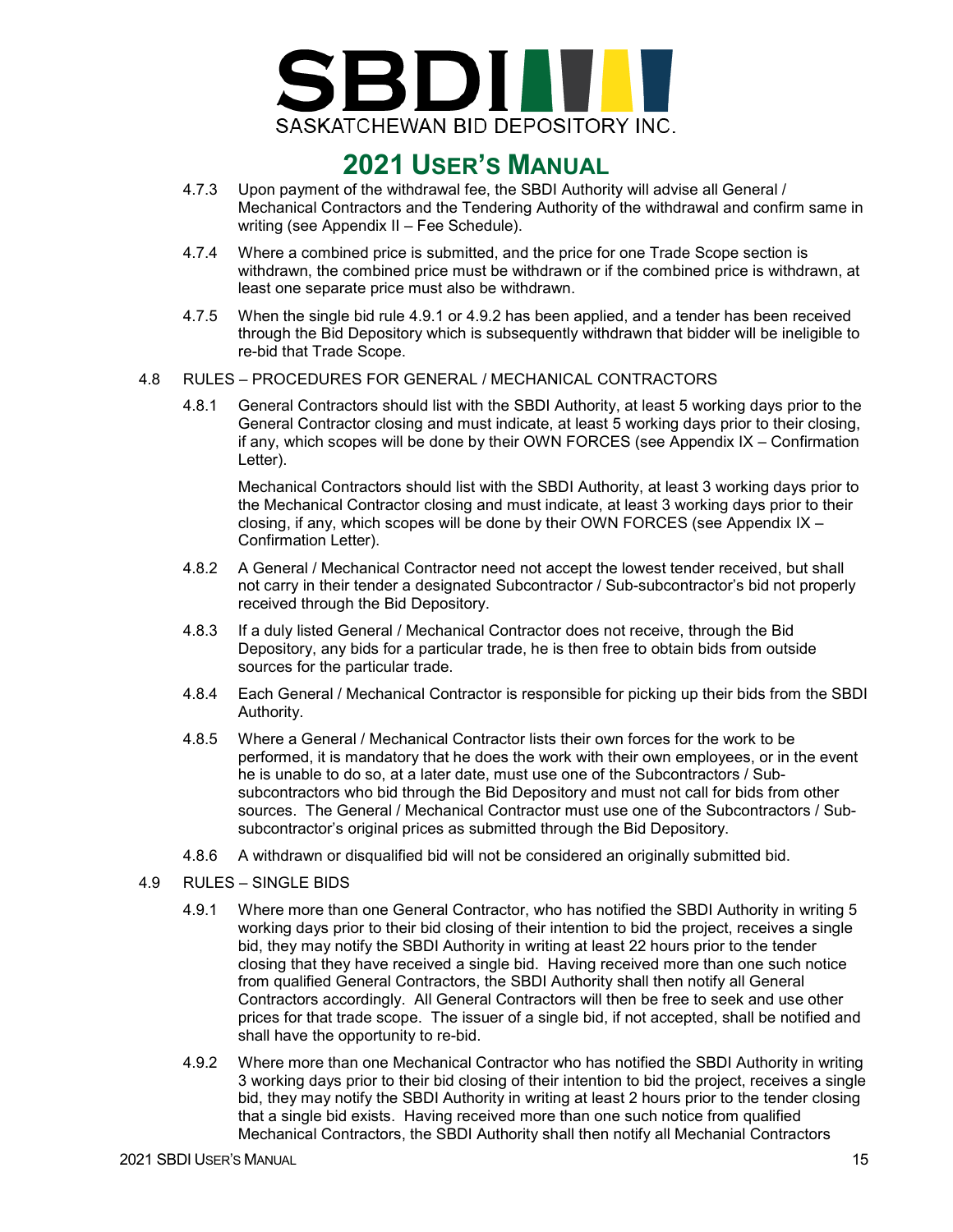4.7.3 Upon payment of the withdrawal fee, the SBDI Authority will advise all General / Mechanical Contractors and the Tendering Authority of the withdrawal and confirm same in writing (see Appendix II – Fee Schedule).

4.7.4 Where a combined price is submitted, and the price for one Trade Scope section is withdrawn, the combined price must be withdrawn or if the combined price is withdrawn, at least one separate price must also be withdrawn.

4.7.5 When the single bid rule 4.9.1 or 4.9.2 has been applied, and a tender has been received through the Bid Depository which is subsequently withdrawn that bidder will be ineligible to re-bid that Trade Scope.

4.8 RULES – PROCEDURES FOR GENERAL / MECHANICAL CONTRACTORS

4.8.1 General Contractors should list with the SBDI Authority, at least 5 working days prior to the General Contractor closing and must indicate, at least 5 working days prior to their closing, if any, which scopes will be done by their OWN FORCES (see Appendix IX – Confirmation Letter).

Mechanical Contractors should list with the SBDI Authority, at least 3 working days prior to the Mechanical Contractor closing and must indicate, at least 3 working days prior to their closing, if any, which scopes will be done by their OWN FORCES (see Appendix IX – Confirmation Letter).

4.8.2 A General / Mechanical Contractor need not accept the lowest tender received, but shall not carry in their tender a designated Subcontractor / Sub-subcontractor's bid not properly received through the Bid Depository.

4.8.3 If a duly listed General / Mechanical Contractor does not receive, through the Bid Depository, any bids for a particular trade, he is then free to obtain bids from outside sources for the particular trade.

4.8.4 Each General / Mechanical Contractor is responsible for picking up their bids from the SBDI Authority.

4.8.5 Where a General / Mechanical Contractor lists their own forces for the work to be performed, it is mandatory that he does the work with their own employees, or in the event he is unable to do so, at a later date, must use one of the Subcontractors / Sub-subcontractors who bid through the Bid Depository and must not call for bids from other sources. The General / Mechanical Contractor must use one of the Subcontractors / Sub-subcontractor's original prices as submitted through the Bid Depository.

4.8.6 A withdrawn or disqualified bid will not be considered an originally submitted bid.

4.9 RULES – SINGLE BIDS

4.9.1 Where more than one General Contractor, who has notified the SBDI Authority in writing 5 working days prior to their bid closing of their intention to bid the project, receives a single bid, they may notify the SBDI Authority in writing at least 22 hours prior to the tender closing that they have received a single bid. Having received more than one such notice from qualified General Contractors, the SBDI Authority shall then notify all General Contractors accordingly. All General Contractors will then be free to seek and use other prices for that trade scope. The issuer of a single bid, if not accepted, shall be notified and shall have the opportunity to re-bid.

4.9.2 Where more than one Mechanical Contractor who has notified the SBDI Authority in writing 3 working days prior to their bid closing of their intention to bid the project, receives a single bid, they may notify the SBDI Authority in writing at least 2 hours prior to the tender closing that a single bid exists. Having received more than one such notice from qualified Mechanical Contractors, the SBDI Authority shall then notify all Mechanial Contractors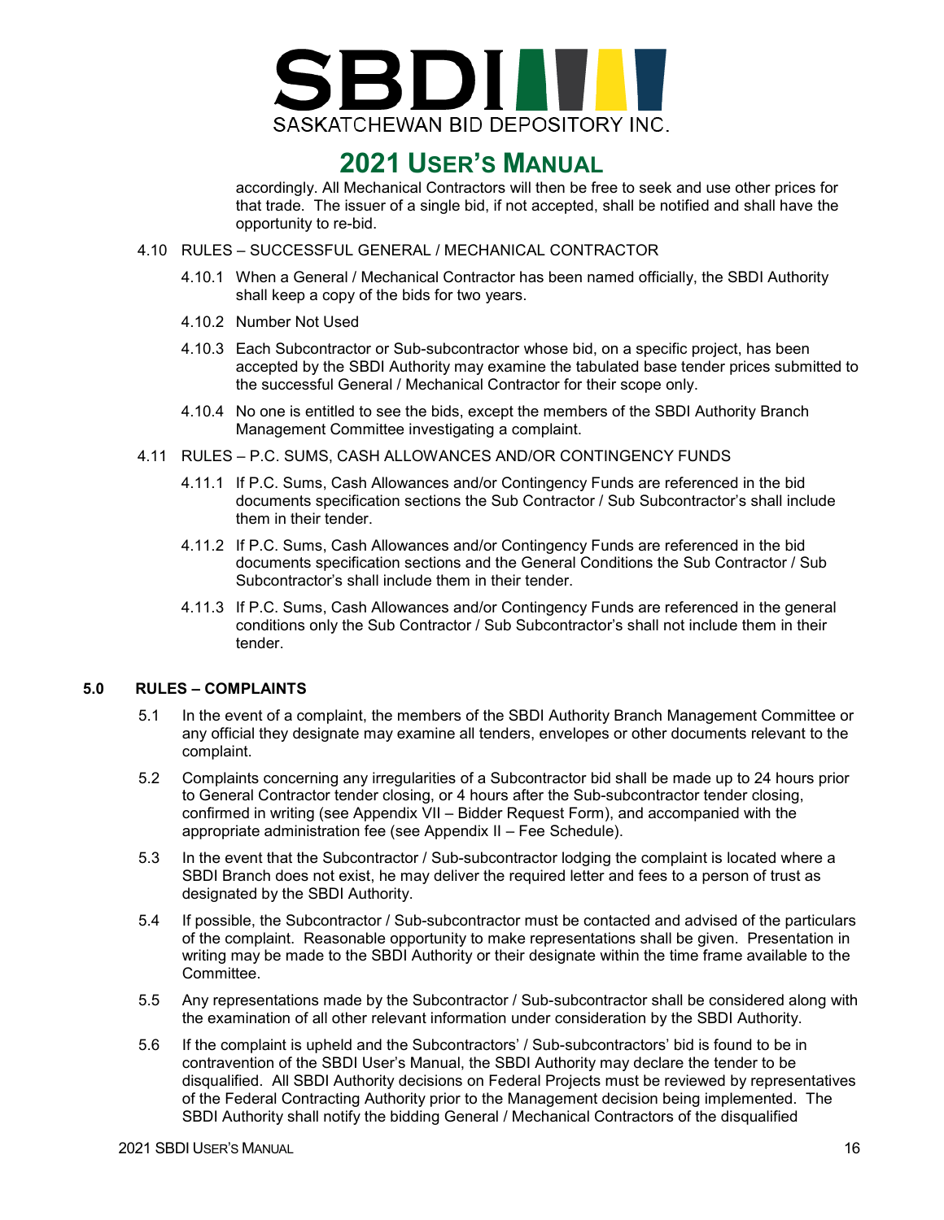accordingly. All Mechanical Contractors will then be free to seek and use other prices for that trade. The issuer of a single bid, if not accepted, shall be notified and shall have the opportunity to re-bid.

4.10 RULES – SUCCESSFUL GENERAL / MECHANICAL CONTRACTOR

4.10.1 When a General / Mechanical Contractor has been named officially, the SBDI Authority shall keep a copy of the bids for two years.

4.10.2 Number Not Used

4.10.3 Each Subcontractor or Sub-subcontractor whose bid, on a specific project, has been accepted by the SBDI Authority may examine the tabulated base tender prices submitted to the successful General / Mechanical Contractor for their scope only.

4.10.4 No one is entitled to see the bids, except the members of the SBDI Authority Branch Management Committee investigating a complaint.

4.11 RULES – P.C. SUMS, CASH ALLOWANCES AND/OR CONTINGENCY FUNDS

4.11.1 If P.C. Sums, Cash Allowances and/or Contingency Funds are referenced in the bid documents specification sections the Sub Contractor / Sub Subcontractor's shall include them in their tender.

4.11.2 If P.C. Sums, Cash Allowances and/or Contingency Funds are referenced in the bid documents specification sections and the General Conditions the Sub Contractor / Sub Subcontractor's shall include them in their tender.

4.11.3 If P.C. Sums, Cash Allowances and/or Contingency Funds are referenced in the general conditions only the Sub Contractor / Sub Subcontractor's shall not include them in their tender.

## 5.0 RULES – COMPLAINTS

5.1 In the event of a complaint, the members of the SBDI Authority Branch Management Committee or any official they designate may examine all tenders, envelopes or other documents relevant to the complaint.

5.2 Complaints concerning any irregularities of a Subcontractor bid shall be made up to 24 hours prior to General Contractor tender closing, or 4 hours after the Sub-subcontractor tender closing, confirmed in writing (see Appendix VII – Bidder Request Form), and accompanied with the appropriate administration fee (see Appendix II – Fee Schedule).

5.3 In the event that the Subcontractor / Sub-subcontractor lodging the complaint is located where a SBDI Branch does not exist, he may deliver the required letter and fees to a person of trust as designated by the SBDI Authority.

5.4 If possible, the Subcontractor / Sub-subcontractor must be contacted and advised of the particulars of the complaint. Reasonable opportunity to make representations shall be given. Presentation in writing may be made to the SBDI Authority or their designate within the time frame available to the Committee.

5.5 Any representations made by the Subcontractor / Sub-subcontractor shall be considered along with the examination of all other relevant information under consideration by the SBDI Authority.

5.6 If the complaint is upheld and the Subcontractors' / Sub-subcontractors' bid is found to be in contravention of the SBDI User's Manual, the SBDI Authority may declare the tender to be disqualified. All SBDI Authority decisions on Federal Projects must be reviewed by representatives of the Federal Contracting Authority prior to the Management decision being implemented. The SBDI Authority shall notify the bidding General / Mechanical Contractors of the disqualified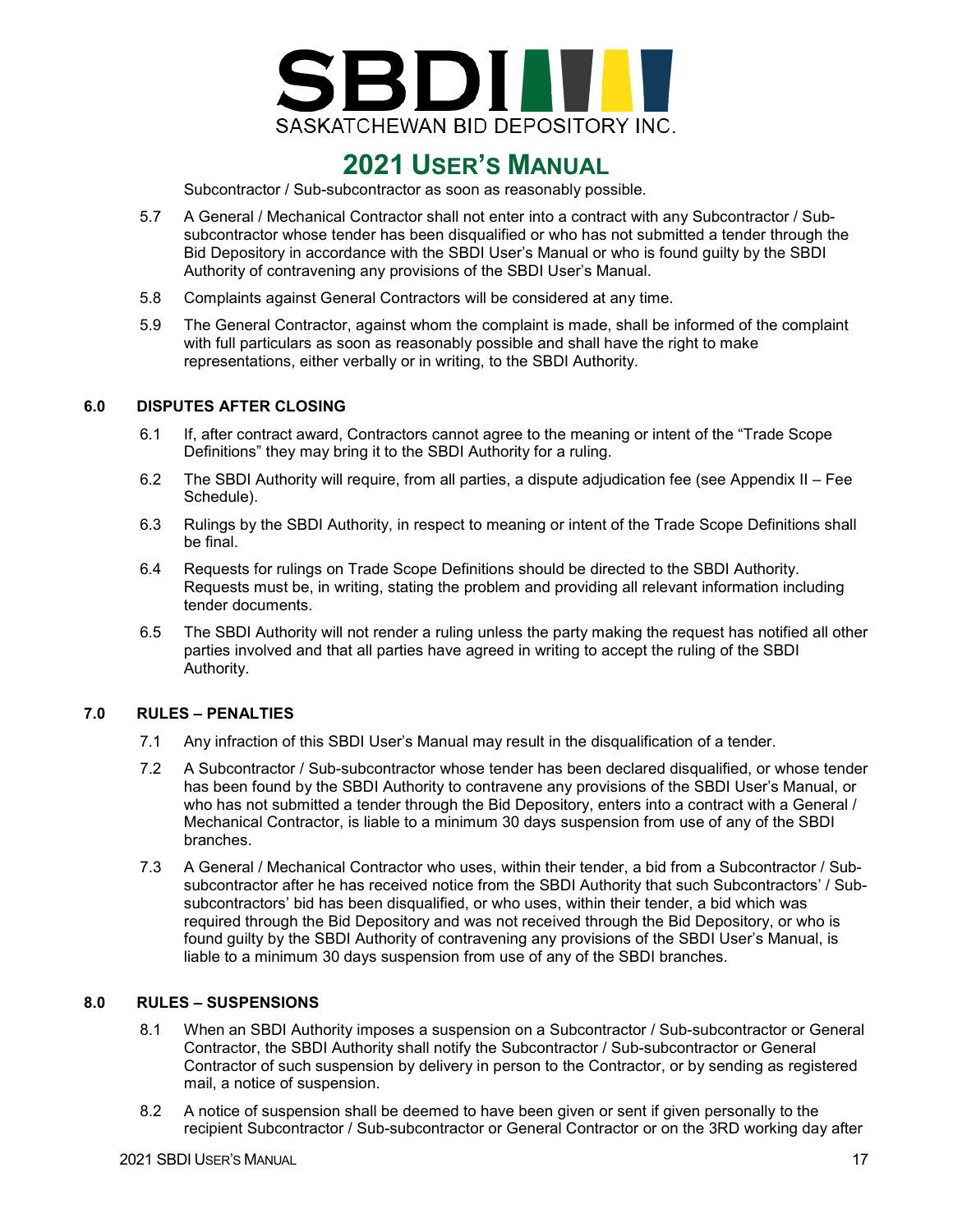Subcontractor / Sub-subcontractor as soon as reasonably possible.

5.7 A General / Mechanical Contractor shall not enter into a contract with any Subcontractor / Sub-subcontractor whose tender has been disqualified or who has not submitted a tender through the Bid Depository in accordance with the SBDI User's Manual or who is found guilty by the SBDI Authority of contravening any provisions of the SBDI User's Manual.

5.8 Complaints against General Contractors will be considered at any time.

5.9 The General Contractor, against whom the complaint is made, shall be informed of the complaint with full particulars as soon as reasonably possible and shall have the right to make representations, either verbally or in writing, to the SBDI Authority.

## 6.0 DISPUTES AFTER CLOSING

6.1 If, after contract award, Contractors cannot agree to the meaning or intent of the "Trade Scope Definitions" they may bring it to the SBDI Authority for a ruling.

6.2 The SBDI Authority will require, from all parties, a dispute adjudication fee (see Appendix II – Fee Schedule).

6.3 Rulings by the SBDI Authority, in respect to meaning or intent of the Trade Scope Definitions shall be final.

6.4 Requests for rulings on Trade Scope Definitions should be directed to the SBDI Authority. Requests must be, in writing, stating the problem and providing all relevant information including tender documents.

6.5 The SBDI Authority will not render a ruling unless the party making the request has notified all other parties involved and that all parties have agreed in writing to accept the ruling of the SBDI Authority.

## 7.0 RULES – PENALTIES

7.1 Any infraction of this SBDI User's Manual may result in the disqualification of a tender.

7.2 A Subcontractor / Sub-subcontractor whose tender has been declared disqualified, or whose tender has been found by the SBDI Authority to contravene any provisions of the SBDI User's Manual, or who has not submitted a tender through the Bid Depository, enters into a contract with a General / Mechanical Contractor, is liable to a minimum 30 days suspension from use of any of the SBDI branches.

7.3 A General / Mechanical Contractor who uses, within their tender, a bid from a Subcontractor / Sub-subcontractor after he has received notice from the SBDI Authority that such Subcontractors' / Sub-subcontractors' bid has been disqualified, or who uses, within their tender, a bid which was required through the Bid Depository and was not received through the Bid Depository, or who is found guilty by the SBDI Authority of contravening any provisions of the SBDI User's Manual, is liable to a minimum 30 days suspension from use of any of the SBDI branches.

## 8.0 RULES – SUSPENSIONS

8.1 When an SBDI Authority imposes a suspension on a Subcontractor / Sub-subcontractor or General Contractor, the SBDI Authority shall notify the Subcontractor / Sub-subcontractor or General Contractor of such suspension by delivery in person to the Contractor, or by sending as registered mail, a notice of suspension.

8.2 A notice of suspension shall be deemed to have been given or sent if given personally to the recipient Subcontractor / Sub-subcontractor or General Contractor or on the 3RD working day after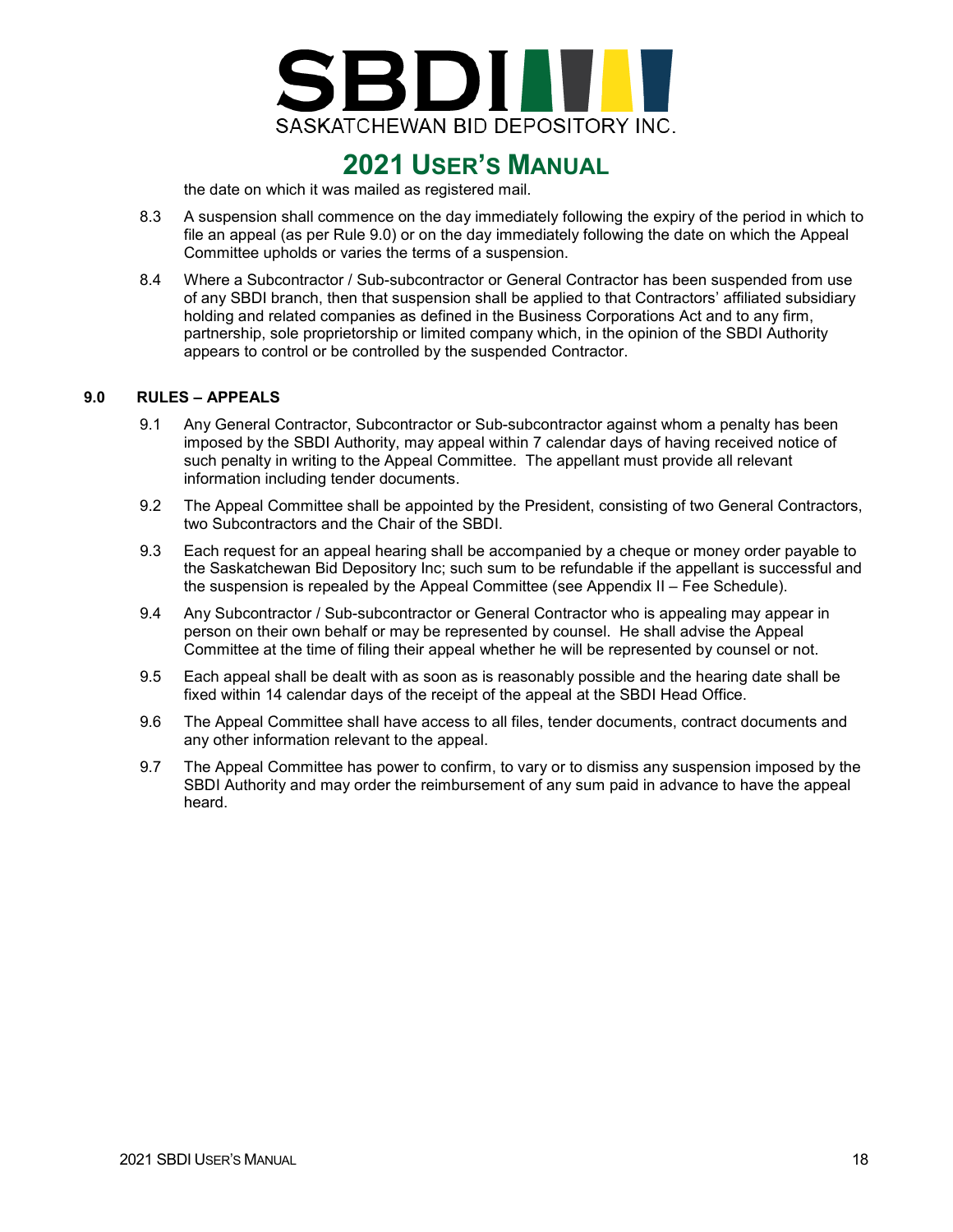the date on which it was mailed as registered mail.

8.3 A suspension shall commence on the day immediately following the expiry of the period in which to file an appeal (as per Rule 9.0) or on the day immediately following the date on which the Appeal Committee upholds or varies the terms of a suspension.

8.4 Where a Subcontractor / Sub-subcontractor or General Contractor has been suspended from use of any SBDI branch, then that suspension shall be applied to that Contractors' affiliated subsidiary holding and related companies as defined in the Business Corporations Act and to any firm, partnership, sole proprietorship or limited company which, in the opinion of the SBDI Authority appears to control or be controlled by the suspended Contractor.

## 9.0 RULES – APPEALS

9.1 Any General Contractor, Subcontractor or Sub-subcontractor against whom a penalty has been imposed by the SBDI Authority, may appeal within 7 calendar days of having received notice of such penalty in writing to the Appeal Committee. The appellant must provide all relevant information including tender documents.

9.2 The Appeal Committee shall be appointed by the President, consisting of two General Contractors, two Subcontractors and the Chair of the SBDI.

9.3 Each request for an appeal hearing shall be accompanied by a cheque or money order payable to the Saskatchewan Bid Depository Inc; such sum to be refundable if the appellant is successful and the suspension is repealed by the Appeal Committee (see Appendix II – Fee Schedule).

9.4 Any Subcontractor / Sub-subcontractor or General Contractor who is appealing may appear in person on their own behalf or may be represented by counsel. He shall advise the Appeal Committee at the time of filing their appeal whether he will be represented by counsel or not.

9.5 Each appeal shall be dealt with as soon as is reasonably possible and the hearing date shall be fixed within 14 calendar days of the receipt of the appeal at the SBDI Head Office.

9.6 The Appeal Committee shall have access to all files, tender documents, contract documents and any other information relevant to the appeal.

9.7 The Appeal Committee has power to confirm, to vary or to dismiss any suspension imposed by the SBDI Authority and may order the reimbursement of any sum paid in advance to have the appeal heard.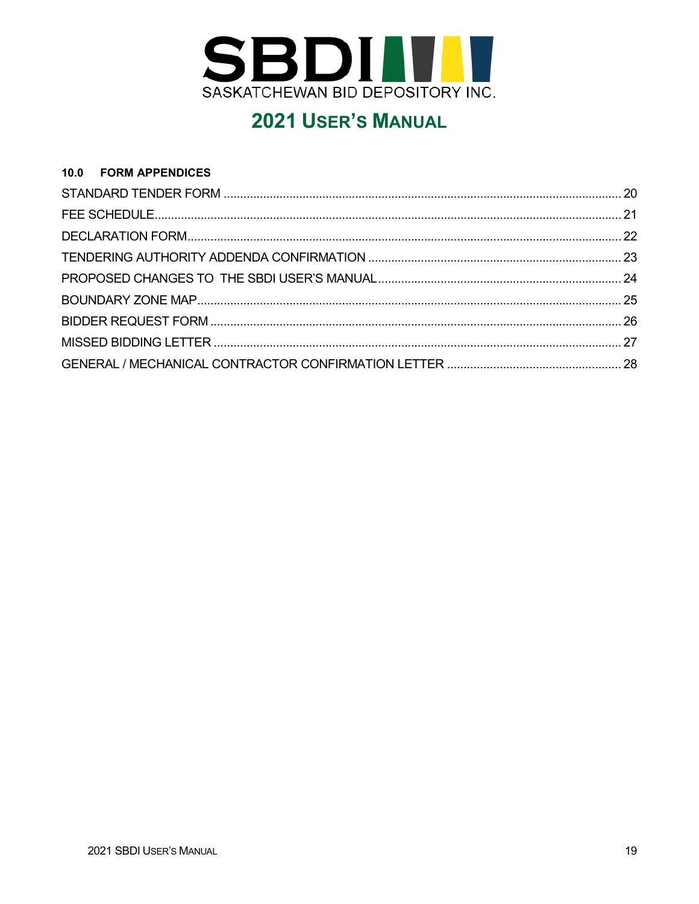# 10.0 FORM APPENDICES

| | |
|---|---|
| STANDARD TENDER FORM | 20 |
| FEE SCHEDULE | 21 |
| DECLARATION FORM | 22 |
| TENDERING AUTHORITY ADDENDA CONFIRMATION | 23 |
| PROPOSED CHANGES TO THE SBDI USER'S MANUAL | 24 |
| BOUNDARY ZONE MAP | 25 |
| BIDDER REQUEST FORM | 26 |
| MISSED BIDDING LETTER | 27 |
| GENERAL / MECHANICAL CONTRACTOR CONFIRMATION LETTER | 28 |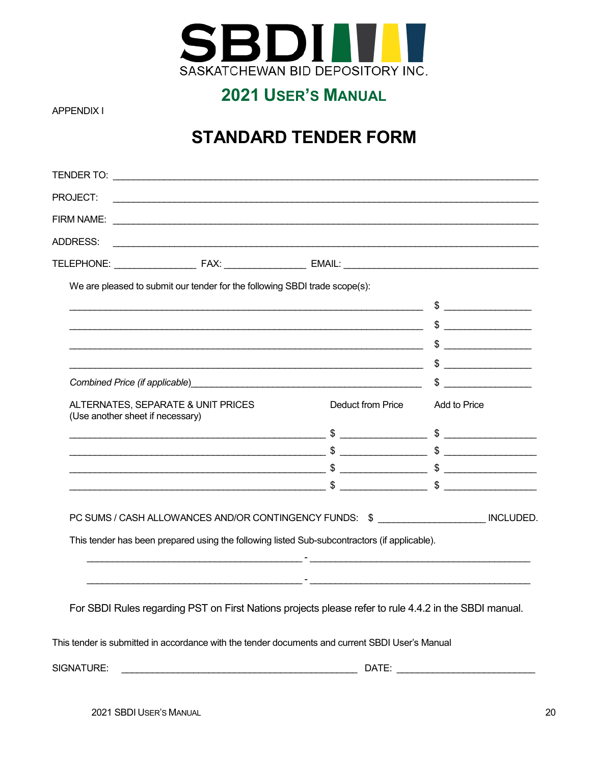SBDI

SASKATCHEWAN BID DEPOSITORY INC.

## 2021 USER'S MANUAL

APPENDIX I

# STANDARD TENDER FORM

TENDER TO: ______________________________________________________________________

PROJECT: ______________________________________________________________________

FIRM NAME: ______________________________________________________________________

ADDRESS: ______________________________________________________________________

TELEPHONE: _______________ FAX: _______________ EMAIL: ____________________________________

We are pleased to submit our tender for the following SBDI trade scope(s):

| | |
|---|---|
| ________________________________________________ | $ ________________ |
| ________________________________________________ | $ ________________ |
| ________________________________________________ | $ ________________ |
| ________________________________________________ | $ ________________ |
| *Combined Price (if applicable)*________________________________ | $ ________________ |

| ALTERNATES, SEPARATE & UNIT PRICES (Use another sheet if necessary) | Deduct from Price | Add to Price |
|---|---|---|
| ________________________________________ | $ ________________ | $ ________________ |
| ________________________________________ | $ ________________ | $ ________________ |
| ________________________________________ | $ ________________ | $ ________________ |
| ________________________________________ | $ ________________ | $ ________________ |

PC SUMS / CASH ALLOWANCES AND/OR CONTINGENCY FUNDS: $ ____________________ INCLUDED.

This tender has been prepared using the following listed Sub-subcontractors (if applicable).

________________________________________ - ________________________________________

________________________________________ - ________________________________________

For SBDI Rules regarding PST on First Nations projects please refer to rule 4.4.2 in the SBDI manual.

This tender is submitted in accordance with the tender documents and current SBDI User's Manual

SIGNATURE: ____________________________________________ DATE: __________________________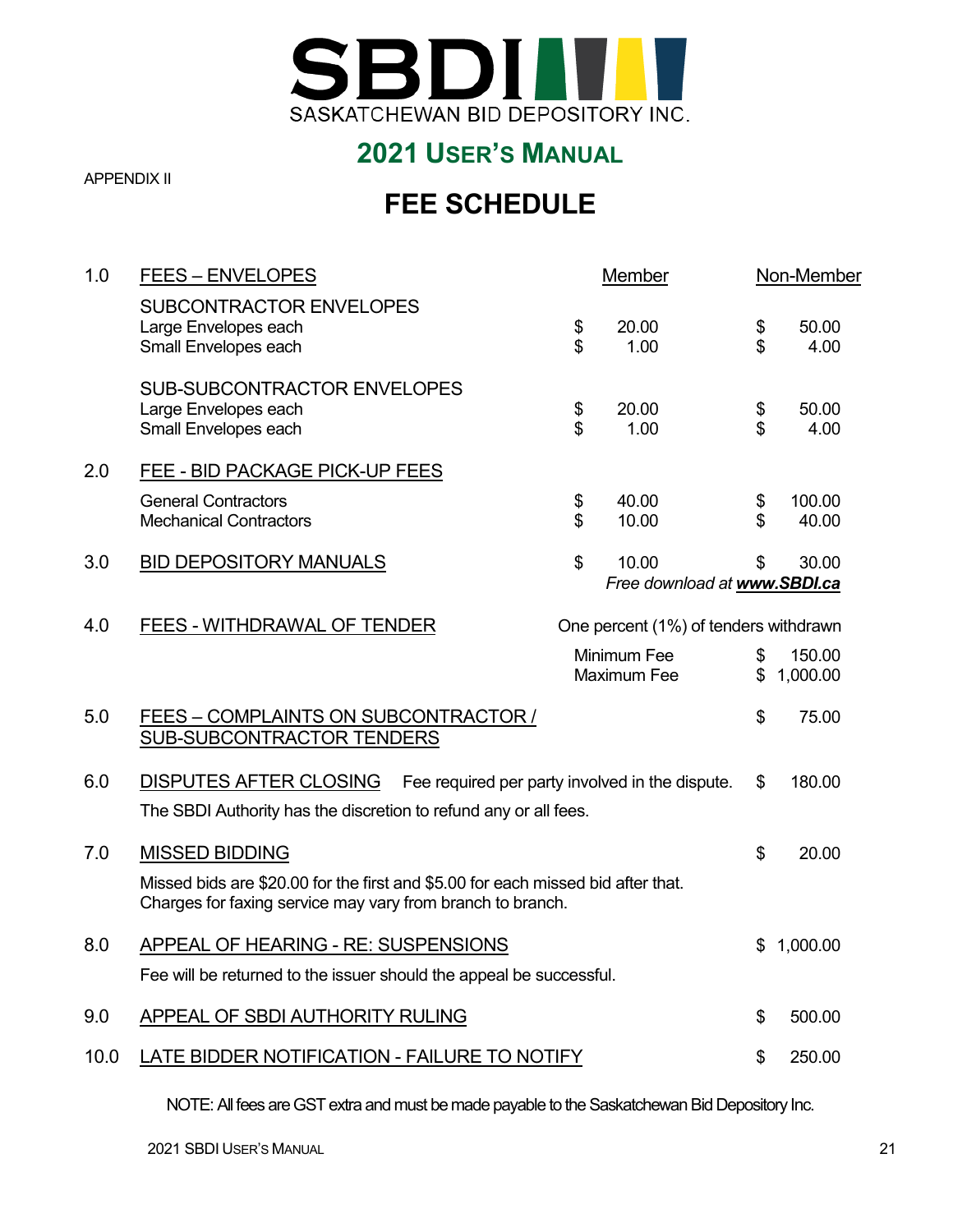# SBDI

SASKATCHEWAN BID DEPOSITORY INC.

## 2021 USER'S MANUAL

APPENDIX II

# FEE SCHEDULE

| | | Member | Non-Member |
|---|---|---|---|
| 1.0 | FEES – ENVELOPES | | |
| | SUBCONTRACTOR ENVELOPES | | |
| | Large Envelopes each | $ 20.00 | $ 50.00 |
| | Small Envelopes each | $ 1.00 | $ 4.00 |
| | SUB-SUBCONTRACTOR ENVELOPES | | |
| | Large Envelopes each | $ 20.00 | $ 50.00 |
| | Small Envelopes each | $ 1.00 | $ 4.00 |
| 2.0 | FEE - BID PACKAGE PICK-UP FEES | | |
| | General Contractors | $ 40.00 | $ 100.00 |
| | Mechanical Contractors | $ 10.00 | $ 40.00 |
| 3.0 | BID DEPOSITORY MANUALS | $ 10.00 | $ 30.00 |
| | | *Free download at **www.SBDI.ca*** | |

**4.0 FEES - WITHDRAWAL OF TENDER** — One percent (1%) of tenders withdrawn

| | |
|---|---|
| Minimum Fee | $ 150.00 |
| Maximum Fee | $ 1,000.00 |

**5.0 FEES – COMPLAINTS ON SUBCONTRACTOR / SUB-SUBCONTRACTOR TENDERS** — $ 75.00

**6.0 DISPUTES AFTER CLOSING** — Fee required per party involved in the dispute. $ 180.00

The SBDI Authority has the discretion to refund any or all fees.

**7.0 MISSED BIDDING** — $ 20.00

Missed bids are $20.00 for the first and $5.00 for each missed bid after that.
Charges for faxing service may vary from branch to branch.

**8.0 APPEAL OF HEARING - RE: SUSPENSIONS** — $ 1,000.00

Fee will be returned to the issuer should the appeal be successful.

**9.0 APPEAL OF SBDI AUTHORITY RULING** — $ 500.00

**10.0 LATE BIDDER NOTIFICATION - FAILURE TO NOTIFY** — $ 250.00

NOTE: All fees are GST extra and must be made payable to the Saskatchewan Bid Depository Inc.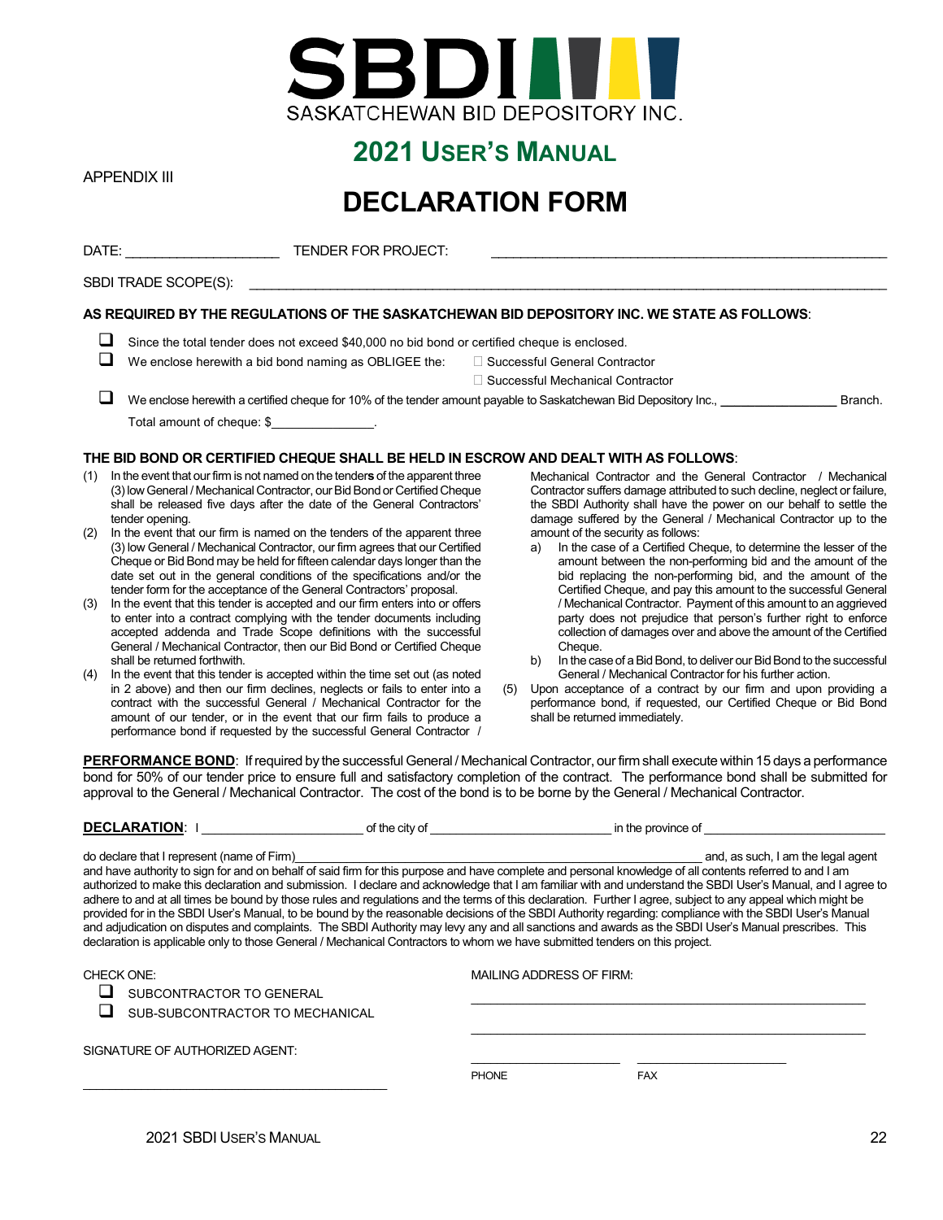# SBDI

SASKATCHEWAN BID DEPOSITORY INC.

## 2021 USER'S MANUAL

APPENDIX III

# DECLARATION FORM

DATE: ____________________ TENDER FOR PROJECT: ______________________________________________________

SBDI TRADE SCOPE(S): ________________________________________________________________________________

**AS REQUIRED BY THE REGULATIONS OF THE SASKATCHEWAN BID DEPOSITORY INC. WE STATE AS FOLLOWS**:

- ☐ Since the total tender does not exceed $40,000 no bid bond or certified cheque is enclosed.
- ☐ We enclose herewith a bid bond naming as OBLIGEE the: ☐ Successful General Contractor ☐ Successful Mechanical Contractor
- ☐ We enclose herewith a certified cheque for 10% of the tender amount payable to Saskatchewan Bid Depository Inc., ________________ Branch.
  Total amount of cheque: $______________.

**THE BID BOND OR CERTIFIED CHEQUE SHALL BE HELD IN ESCROW AND DEALT WITH AS FOLLOWS**:

(1) In the event that our firm is not named on the tender**s** of the apparent three (3) low General / Mechanical Contractor, our Bid Bond or Certified Cheque shall be released five days after the date of the General Contractors' tender opening.

(2) In the event that our firm is named on the tenders of the apparent three (3) low General / Mechanical Contractor, our firm agrees that our Certified Cheque or Bid Bond may be held for fifteen calendar days longer than the date set out in the general conditions of the specifications and/or the tender form for the acceptance of the General Contractors' proposal.

(3) In the event that this tender is accepted and our firm enters into or offers to enter into a contract complying with the tender documents including accepted addenda and Trade Scope definitions with the successful General / Mechanical Contractor, then our Bid Bond or Certified Cheque shall be returned forthwith.

(4) In the event that this tender is accepted within the time set out (as noted in 2 above) and then our firm declines, neglects or fails to enter into a contract with the successful General / Mechanical Contractor for the amount of our tender, or in the event that our firm fails to produce a performance bond if requested by the successful General Contractor / Mechanical Contractor and the General Contractor / Mechanical Contractor suffers damage attributed to such decline, neglect or failure, the SBDI Authority shall have the power on our behalf to settle the damage suffered by the General / Mechanical Contractor up to the amount of the security as follows:

   a) In the case of a Certified Cheque, to determine the lesser of the amount between the non-performing bid and the amount of the bid replacing the non-performing bid, and the amount of the Certified Cheque, and pay this amount to the successful General / Mechanical Contractor. Payment of this amount to an aggrieved party does not prejudice that person's further right to enforce collection of damages over and above the amount of the Certified Cheque.

   b) In the case of a Bid Bond, to deliver our Bid Bond to the successful General / Mechanical Contractor for his further action.

(5) Upon acceptance of a contract by our firm and upon providing a performance bond, if requested, our Certified Cheque or Bid Bond shall be returned immediately.

**PERFORMANCE BOND**: If required by the successful General / Mechanical Contractor, our firm shall execute within 15 days a performance bond for 50% of our tender price to ensure full and satisfactory completion of the contract. The performance bond shall be submitted for approval to the General / Mechanical Contractor. The cost of the bond is to be borne by the General / Mechanical Contractor.

**DECLARATION**: I ______________________ of the city of _________________________ in the province of __________________________

do declare that I represent (name of Firm)_______________________________________________________ and, as such, I am the legal agent and have authority to sign for and on behalf of said firm for this purpose and have complete and personal knowledge of all contents referred to and I am authorized to make this declaration and submission. I declare and acknowledge that I am familiar with and understand the SBDI User's Manual, and I agree to adhere to and at all times be bound by those rules and regulations and the terms of this declaration. Further I agree, subject to any appeal which might be provided for in the SBDI User's Manual, to be bound by the reasonable decisions of the SBDI Authority regarding: compliance with the SBDI User's Manual and adjudication on disputes and complaints. The SBDI Authority may levy any and all sanctions and awards as the SBDI User's Manual prescribes. This declaration is applicable only to those General / Mechanical Contractors to whom we have submitted tenders on this project.

CHECK ONE:

- ☐ SUBCONTRACTOR TO GENERAL
- ☐ SUB-SUBCONTRACTOR TO MECHANICAL

MAILING ADDRESS OF FIRM:

________________________________________________

________________________________________________

SIGNATURE OF AUTHORIZED AGENT:

________________________________________________

____________________ ____________________
PHONE FAX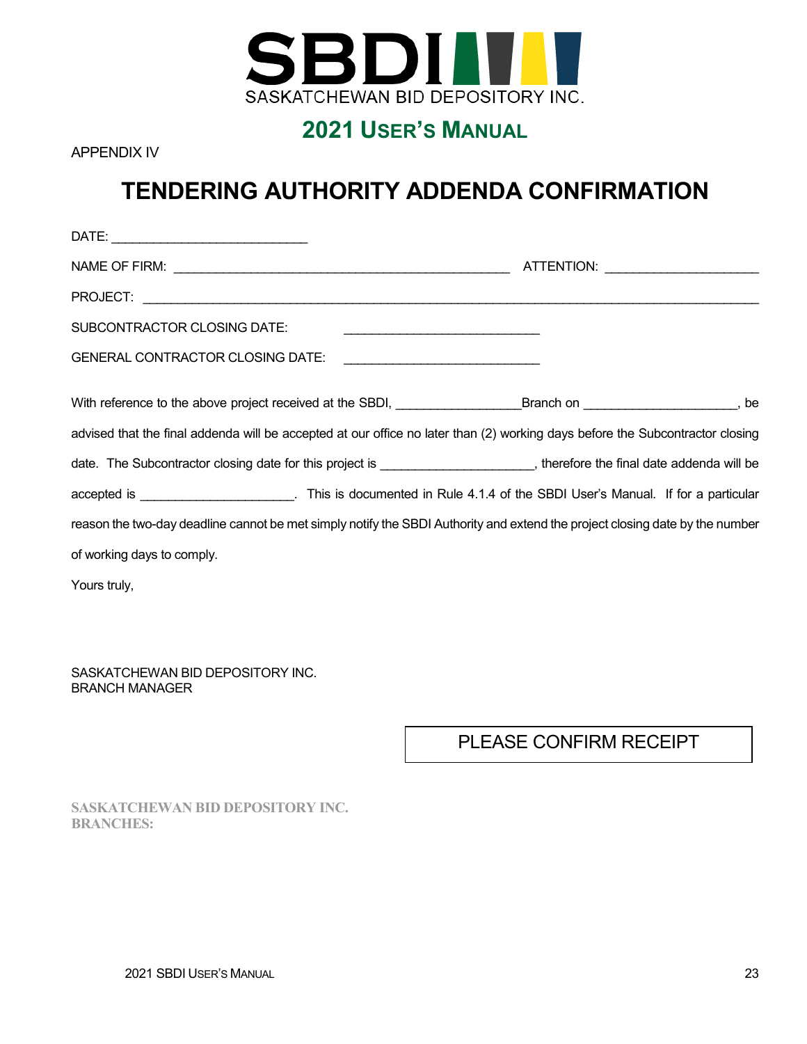SBDI

SASKATCHEWAN BID DEPOSITORY INC.

## 2021 USER'S MANUAL

APPENDIX IV

# TENDERING AUTHORITY ADDENDA CONFIRMATION

DATE: ___________________________

NAME OF FIRM: _______________________________________________ ATTENTION: _____________________

PROJECT: _____________________________________________________________________________________

SUBCONTRACTOR CLOSING DATE: ___________________________

GENERAL CONTRACTOR CLOSING DATE: ___________________________

With reference to the above project received at the SBDI, _________________Branch on _____________________, be advised that the final addenda will be accepted at our office no later than (2) working days before the Subcontractor closing date. The Subcontractor closing date for this project is _____________________, therefore the final date addenda will be accepted is _____________________. This is documented in Rule 4.1.4 of the SBDI User's Manual. If for a particular reason the two-day deadline cannot be met simply notify the SBDI Authority and extend the project closing date by the number of working days to comply.

Yours truly,

SASKATCHEWAN BID DEPOSITORY INC.
BRANCH MANAGER

PLEASE CONFIRM RECEIPT

**SASKATCHEWAN BID DEPOSITORY INC.**
**BRANCHES:**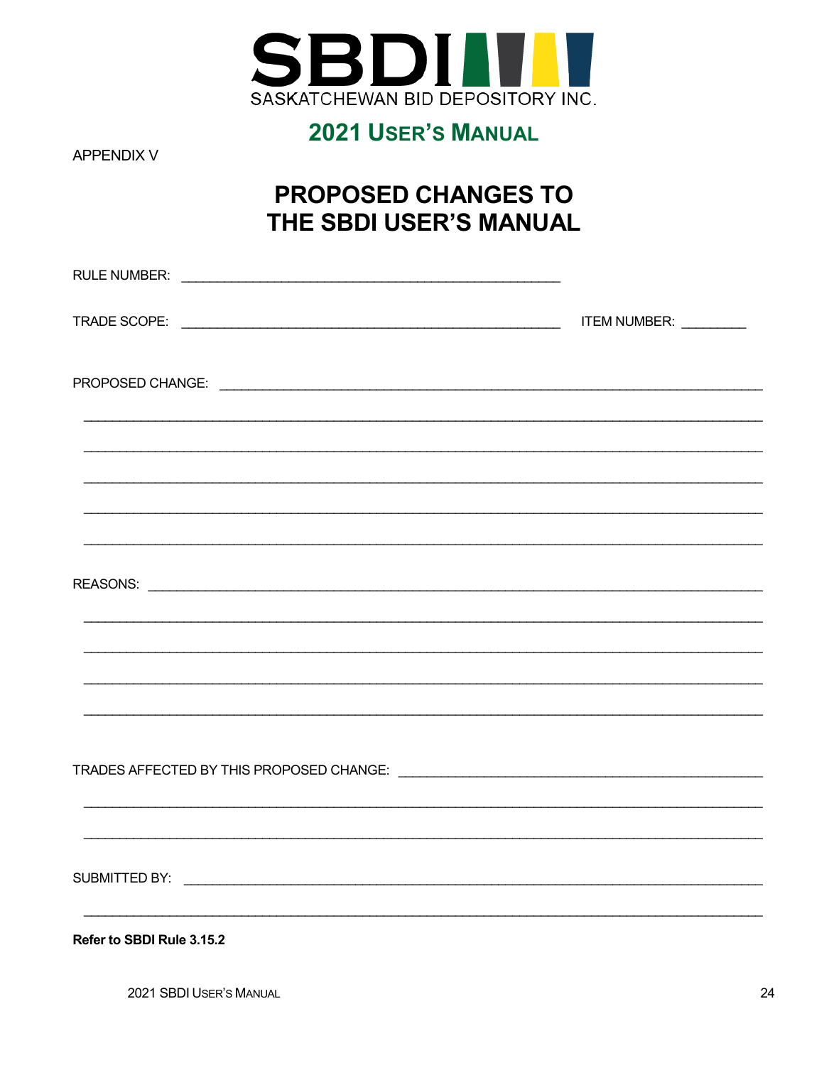**SBDI**

SASKATCHEWAN BID DEPOSITORY INC.

**2021 USER'S MANUAL**

APPENDIX V

# PROPOSED CHANGES TO THE SBDI USER'S MANUAL

RULE NUMBER: ____________________________________________

TRADE SCOPE: ____________________________________________ ITEM NUMBER: _________

PROPOSED CHANGE: ____________________________________________

____________________________________________

____________________________________________

____________________________________________

____________________________________________

____________________________________________

REASONS: ____________________________________________

____________________________________________

____________________________________________

____________________________________________

____________________________________________

TRADES AFFECTED BY THIS PROPOSED CHANGE: ____________________________________________

____________________________________________

____________________________________________

SUBMITTED BY: ____________________________________________

____________________________________________

**Refer to SBDI Rule 3.15.2**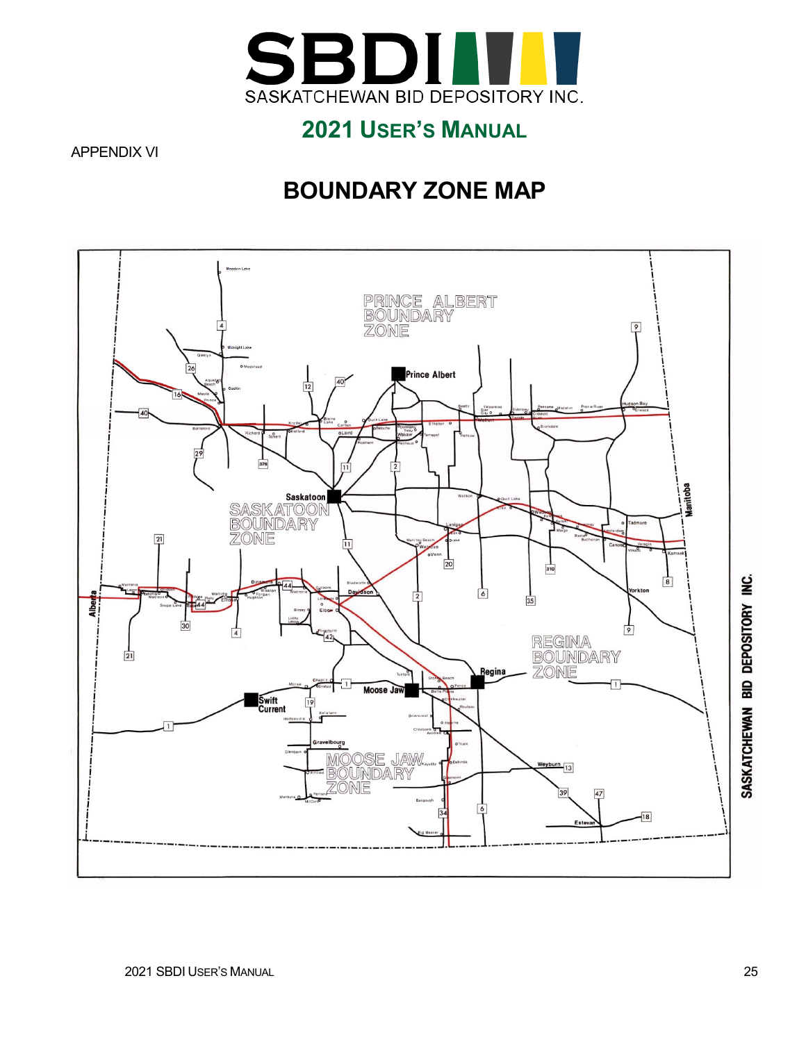APPENDIX VI

# BOUNDARY ZONE MAP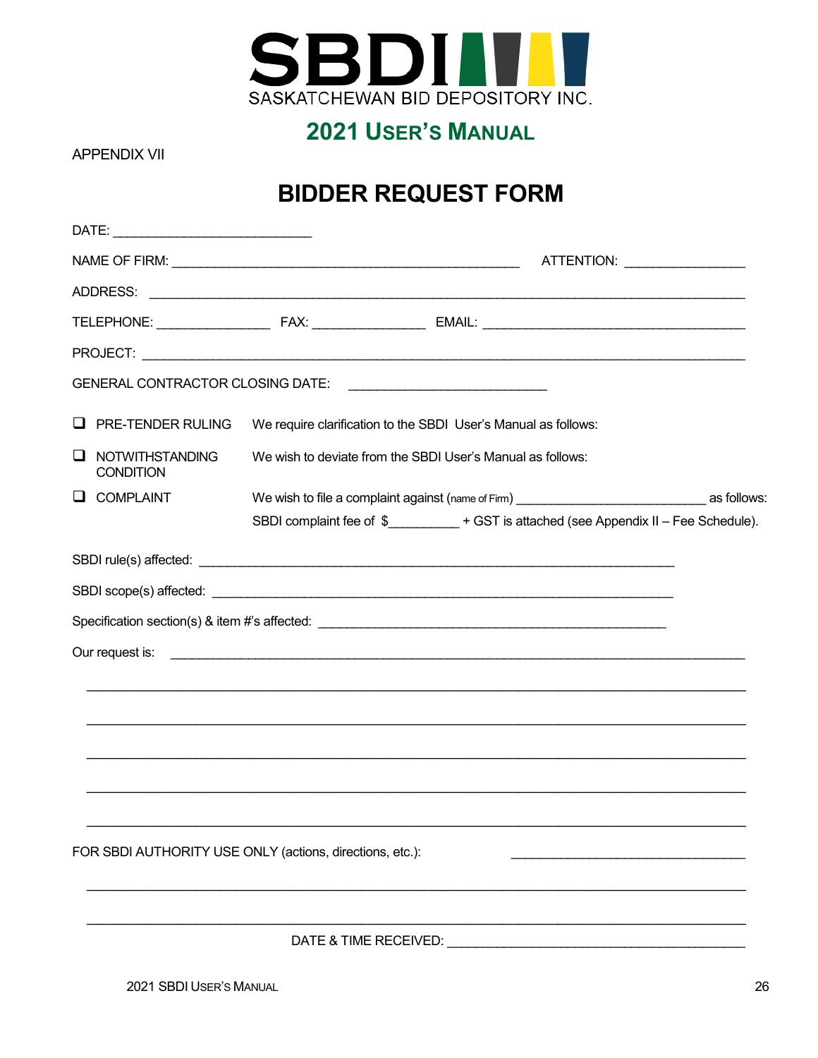SBDI

SASKATCHEWAN BID DEPOSITORY INC.

## 2021 USER'S MANUAL

APPENDIX VII

# BIDDER REQUEST FORM

DATE: ___________________________

NAME OF FIRM: _______________________________________________ ATTENTION: ________________

ADDRESS: _________________________________________________________________________________

TELEPHONE: _______________ FAX: _______________ EMAIL: ____________________________________

PROJECT: _________________________________________________________________________________

GENERAL CONTRACTOR CLOSING DATE: ___________________________

❑ PRE-TENDER RULING — We require clarification to the SBDI User's Manual as follows:

❑ NOTWITHSTANDING CONDITION — We wish to deviate from the SBDI User's Manual as follows:

❑ COMPLAINT — We wish to file a complaint against (name of Firm) _________________________ as follows:
SBDI complaint fee of $_________ + GST is attached (see Appendix II – Fee Schedule).

SBDI rule(s) affected: _______________________________________________________________

SBDI scope(s) affected: ______________________________________________________________

Specification section(s) & item #'s affected: _______________________________________________

Our request is: _______________________________________________________________________

_____________________________________________________________________________________

_____________________________________________________________________________________

_____________________________________________________________________________________

_____________________________________________________________________________________

_____________________________________________________________________________________

FOR SBDI AUTHORITY USE ONLY (actions, directions, etc.): _______________________________

_____________________________________________________________________________________

_____________________________________________________________________________________

DATE & TIME RECEIVED: ________________________________________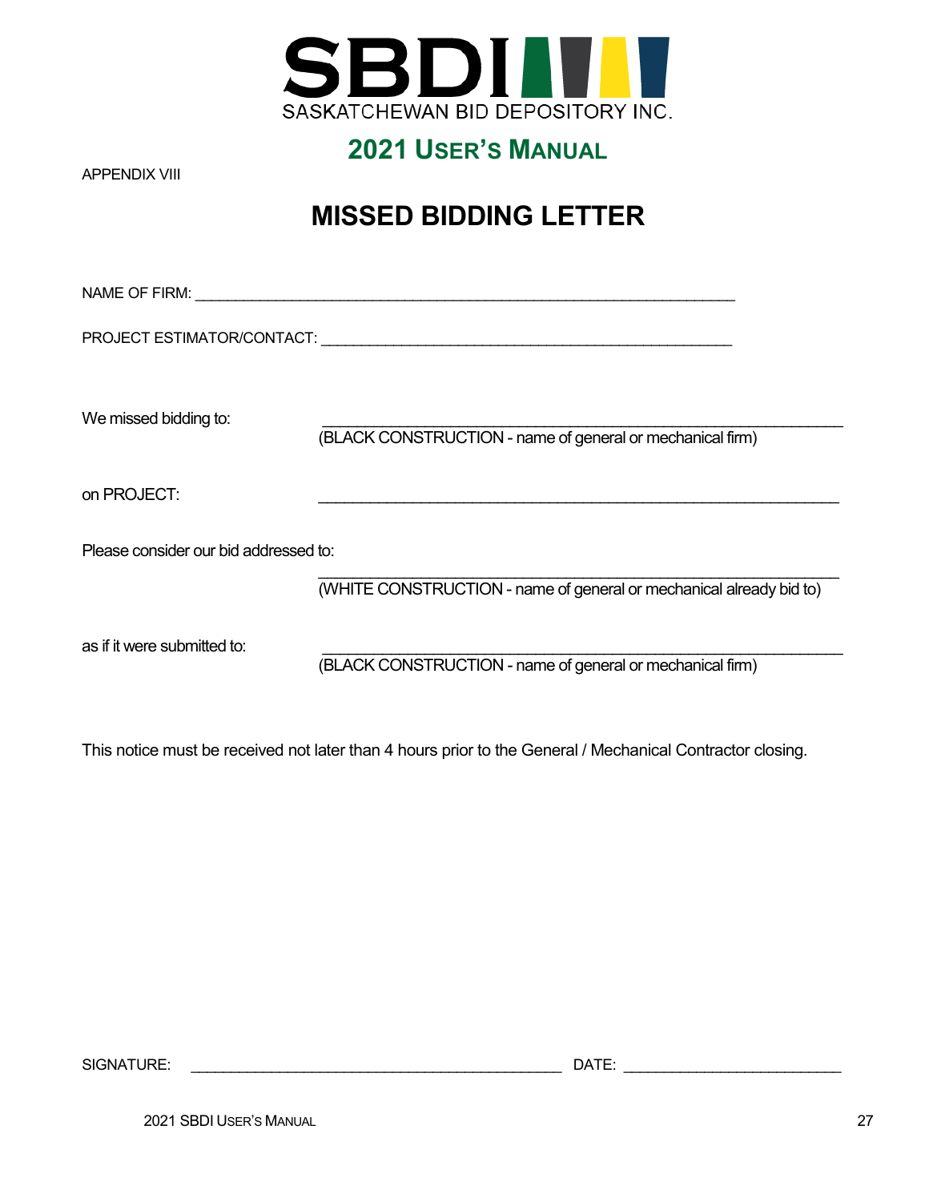SASKATCHEWAN BID DEPOSITORY INC.

## 2021 USER'S MANUAL

APPENDIX VIII

# MISSED BIDDING LETTER

NAME OF FIRM: ____________________________________________________________

PROJECT ESTIMATOR/CONTACT: ______________________________________________

We missed bidding to: ____________________________________________________________
(BLACK CONSTRUCTION - name of general or mechanical firm)

on PROJECT: ____________________________________________________________

Please consider our bid addressed to:
____________________________________________________________
(WHITE CONSTRUCTION - name of general or mechanical already bid to)

as if it were submitted to: ____________________________________________________________
(BLACK CONSTRUCTION - name of general or mechanical firm)

This notice must be received not later than 4 hours prior to the General / Mechanical Contractor closing.

SIGNATURE: ____________________________________________ DATE: __________________________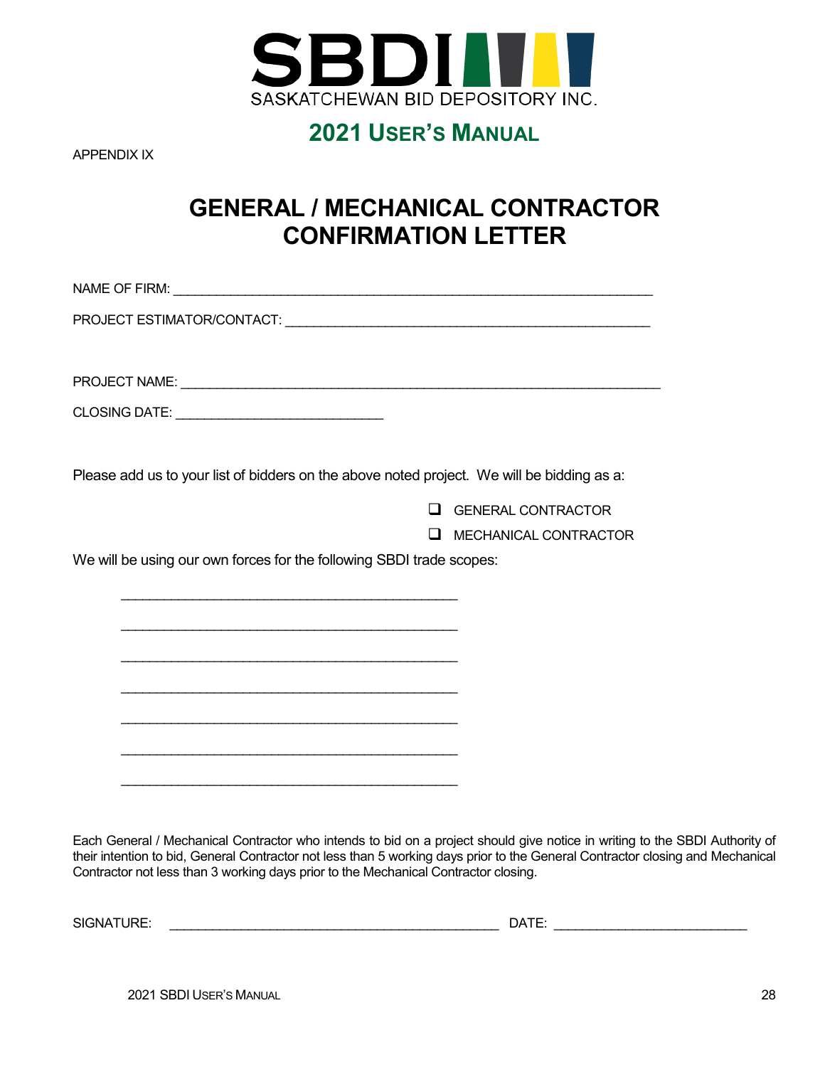SBDI

SASKATCHEWAN BID DEPOSITORY INC.

## 2021 USER'S MANUAL

APPENDIX IX

# GENERAL / MECHANICAL CONTRACTOR CONFIRMATION LETTER

NAME OF FIRM: ____________________________________________________________________

PROJECT ESTIMATOR/CONTACT: ______________________________________________________

PROJECT NAME: ___________________________________________________________________

CLOSING DATE: ____________________________

Please add us to your list of bidders on the above noted project. We will be bidding as a:

- ☐ GENERAL CONTRACTOR
- ☐ MECHANICAL CONTRACTOR

We will be using our own forces for the following SBDI trade scopes:

_____________________________________________

_____________________________________________

_____________________________________________

_____________________________________________

_____________________________________________

_____________________________________________

_____________________________________________

Each General / Mechanical Contractor who intends to bid on a project should give notice in writing to the SBDI Authority of their intention to bid, General Contractor not less than 5 working days prior to the General Contractor closing and Mechanical Contractor not less than 3 working days prior to the Mechanical Contractor closing.

SIGNATURE: _____________________________________________ DATE: __________________________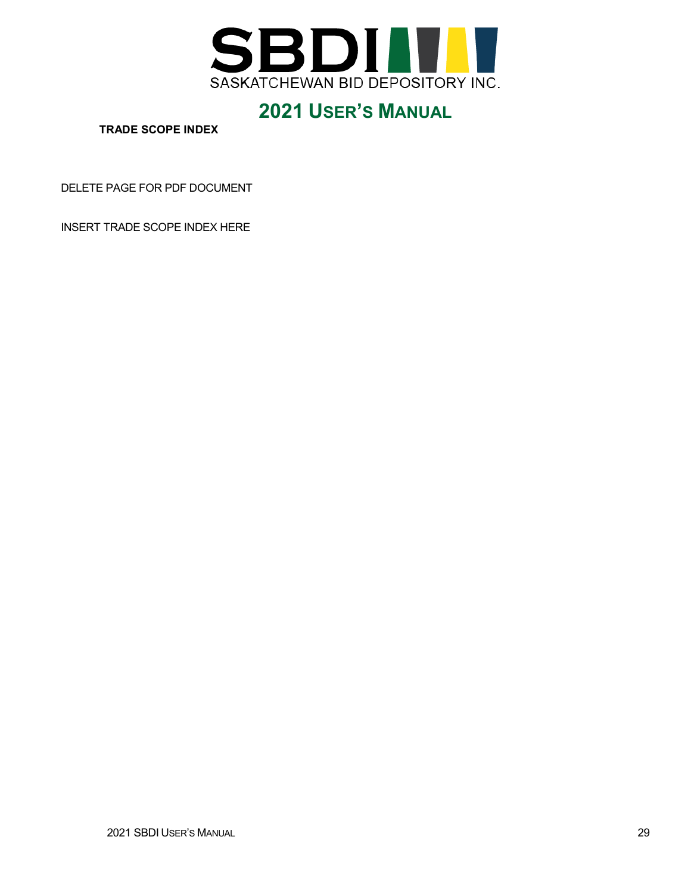# 2021 USER'S MANUAL

**TRADE SCOPE INDEX**

DELETE PAGE FOR PDF DOCUMENT

INSERT TRADE SCOPE INDEX HERE